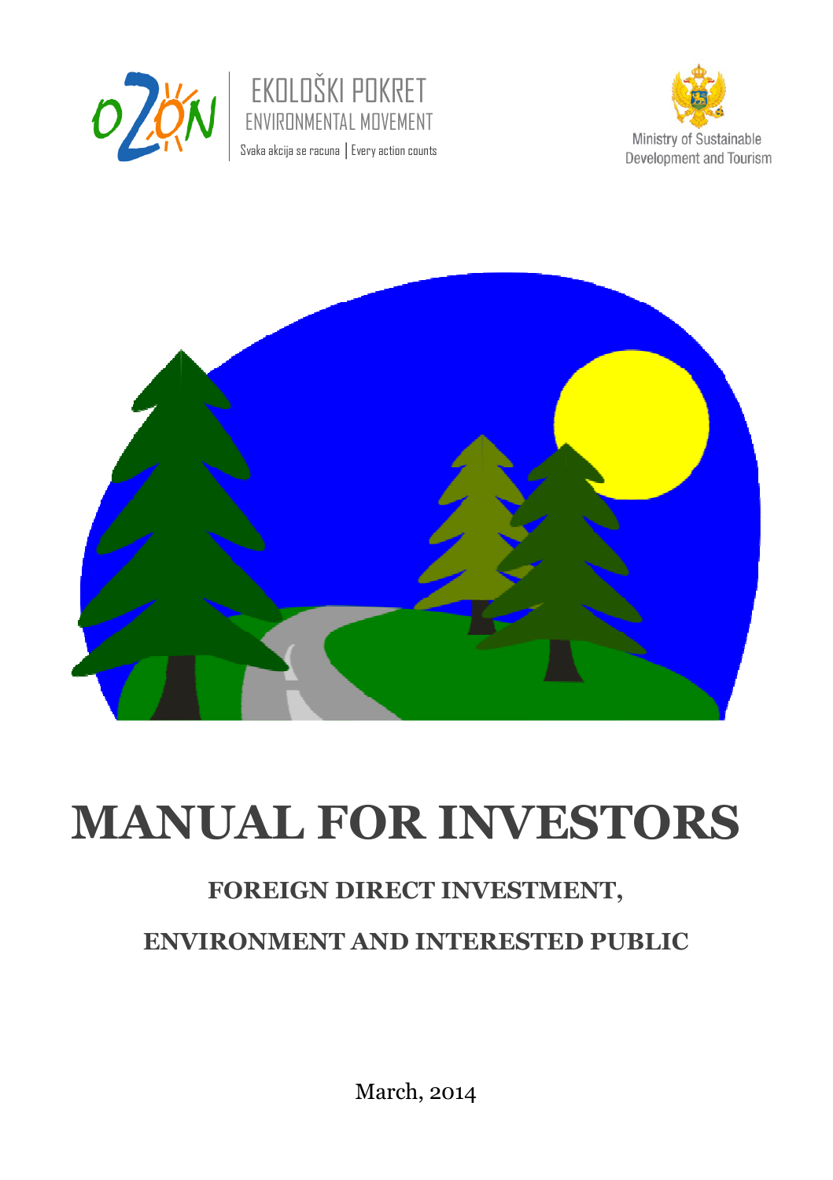EKOLOŠKI POKRET
ENVIRONMENTAL MOVEMENT
Svaka akcija se racuna | Every action counts

Ministry of Sustainable Development and Tourism

# MANUAL FOR INVESTORS

## FOREIGN DIRECT INVESTMENT,

## ENVIRONMENT AND INTERESTED PUBLIC

March, 2014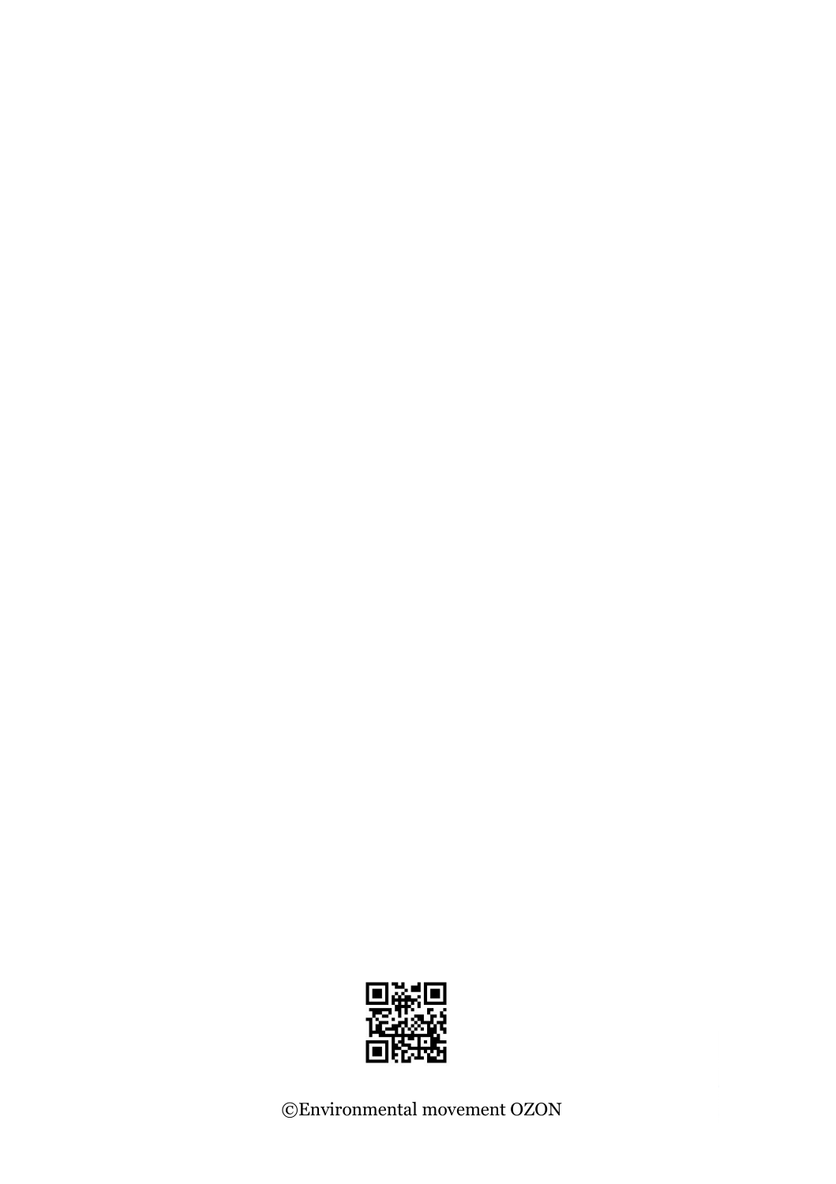©Environmental movement OZON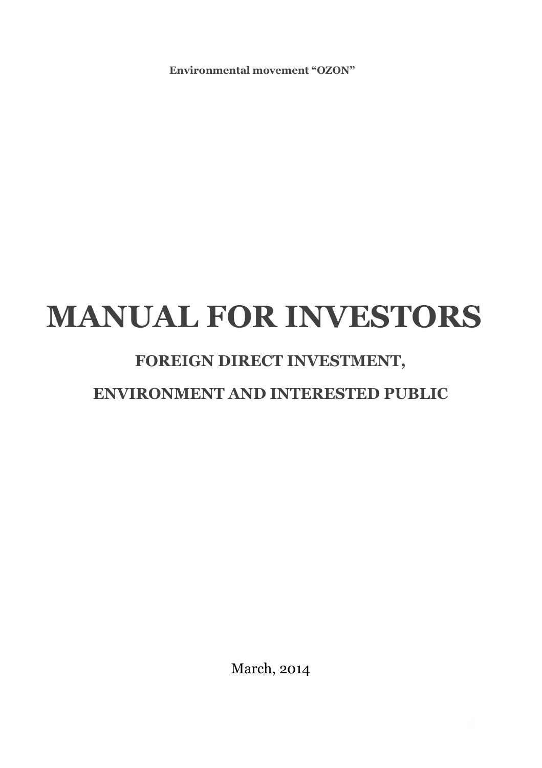**Environmental movement "OZON"**

# MANUAL FOR INVESTORS

## FOREIGN DIRECT INVESTMENT,

## ENVIRONMENT AND INTERESTED PUBLIC

March, 2014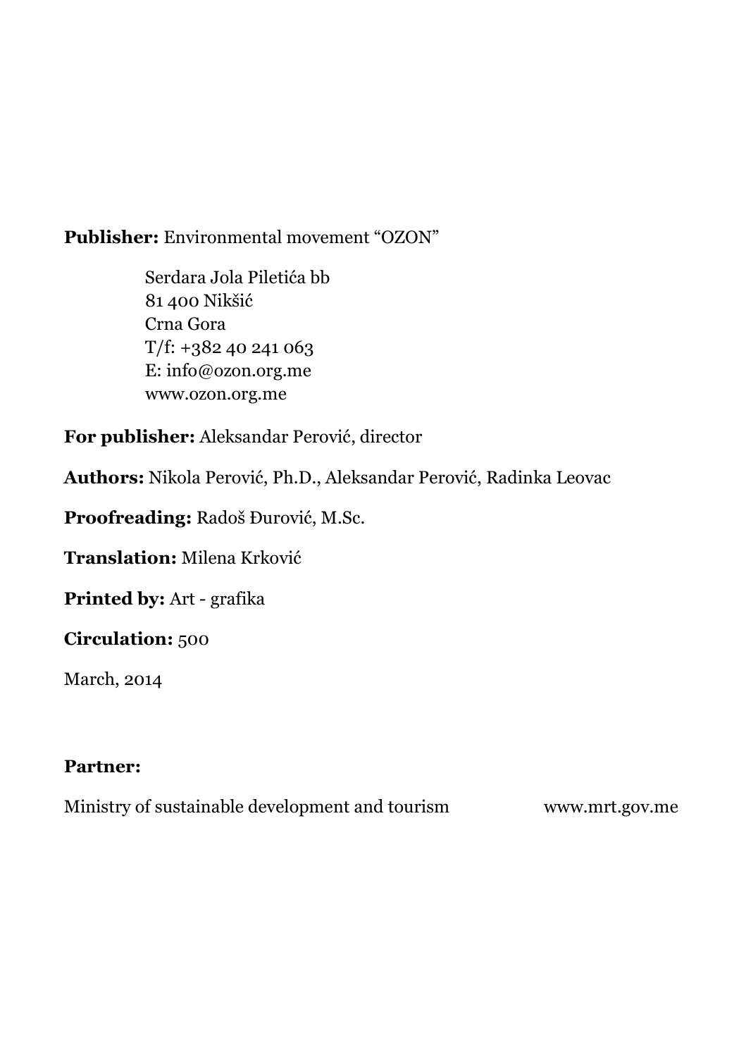**Publisher:** Environmental movement "OZON"

Serdara Jola Piletića bb
81 400 Nikšić
Crna Gora
T/f: +382 40 241 063
E: info@ozon.org.me
www.ozon.org.me

**For publisher:** Aleksandar Perović, director

**Authors:** Nikola Perović, Ph.D., Aleksandar Perović, Radinka Leovac

**Proofreading:** Radoš Đurović, M.Sc.

**Translation:** Milena Krković

**Printed by:** Art - grafika

**Circulation:** 500

March, 2014

**Partner:**

Ministry of sustainable development and tourism www.mrt.gov.me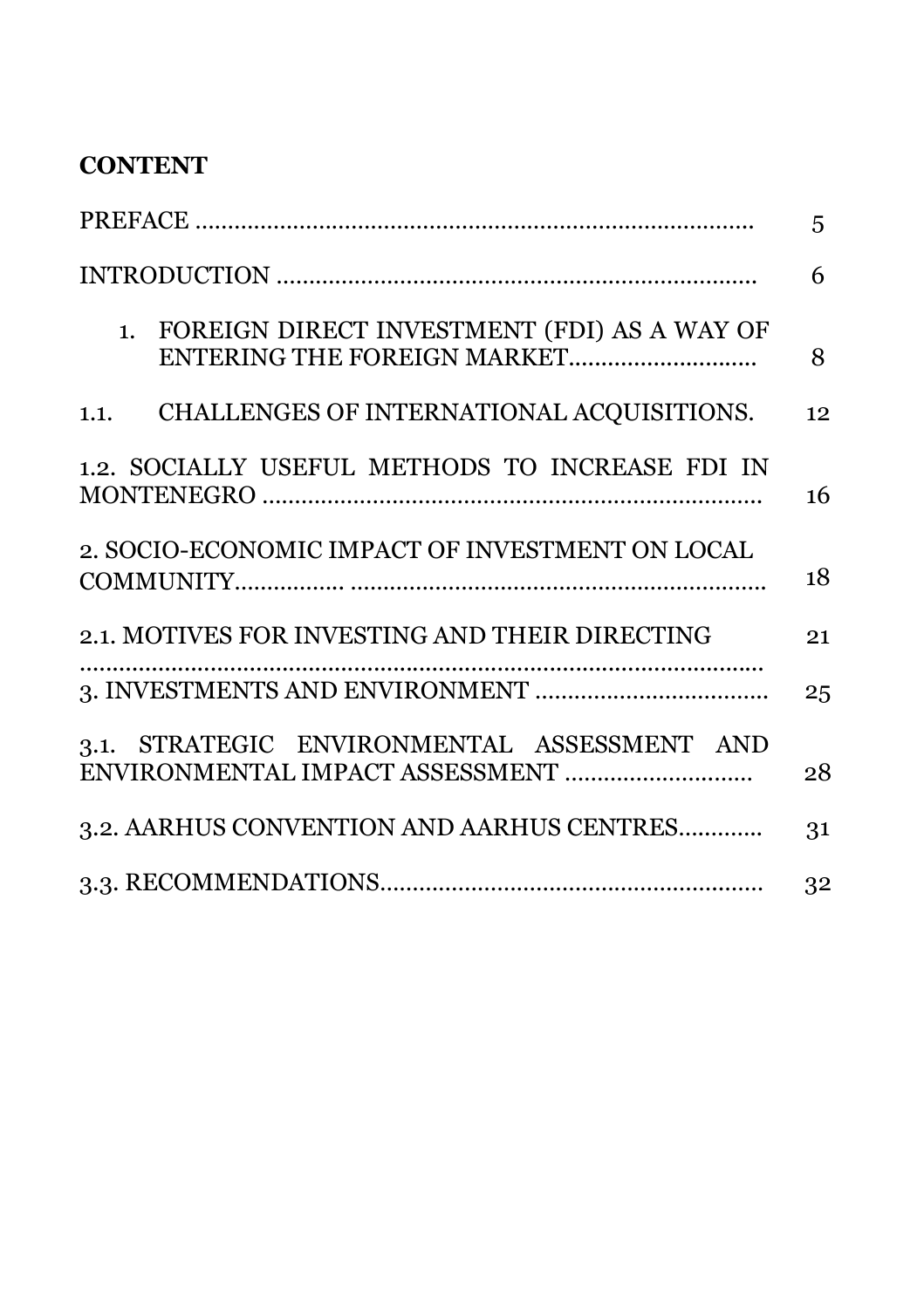## CONTENT

| | |
|---|---|
| PREFACE ........................................................................................ | 5 |
| INTRODUCTION .......................................................................... | 6 |
| 1. FOREIGN DIRECT INVESTMENT (FDI) AS A WAY OF ENTERING THE FOREIGN MARKET............................ | 8 |
| 1.1. CHALLENGES OF INTERNATIONAL ACQUISITIONS. | 12 |
| 1.2. SOCIALLY USEFUL METHODS TO INCREASE FDI IN MONTENEGRO ............................................................................ | 16 |
| 2. SOCIO-ECONOMIC IMPACT OF INVESTMENT ON LOCAL COMMUNITY................ ................................................................ | 18 |
| 2.1. MOTIVES FOR INVESTING AND THEIR DIRECTING ........................................................................................................ | 21 |
| 3. INVESTMENTS AND ENVIRONMENT .................................... | 25 |
| 3.1. STRATEGIC ENVIRONMENTAL ASSESSMENT AND ENVIRONMENTAL IMPACT ASSESSMENT ............................. | 28 |
| 3.2. AARHUS CONVENTION AND AARHUS CENTRES............ | 31 |
| 3.3. RECOMMENDATIONS.......................................................... | 32 |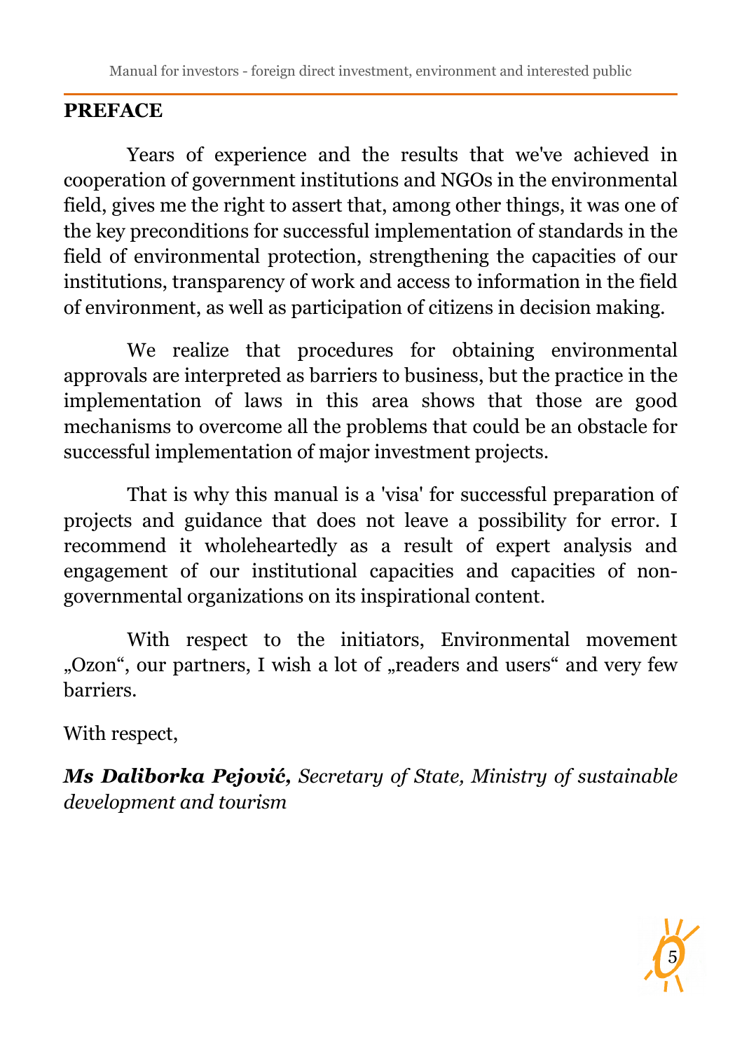## PREFACE

Years of experience and the results that we've achieved in cooperation of government institutions and NGOs in the environmental field, gives me the right to assert that, among other things, it was one of the key preconditions for successful implementation of standards in the field of environmental protection, strengthening the capacities of our institutions, transparency of work and access to information in the field of environment, as well as participation of citizens in decision making.

We realize that procedures for obtaining environmental approvals are interpreted as barriers to business, but the practice in the implementation of laws in this area shows that those are good mechanisms to overcome all the problems that could be an obstacle for successful implementation of major investment projects.

That is why this manual is a 'visa' for successful preparation of projects and guidance that does not leave a possibility for error. I recommend it wholeheartedly as a result of expert analysis and engagement of our institutional capacities and capacities of non-governmental organizations on its inspirational content.

With respect to the initiators, Environmental movement „Ozon", our partners, I wish a lot of „readers and users" and very few barriers.

With respect,

***Ms Daliborka Pejović,*** *Secretary of State, Ministry of sustainable development and tourism*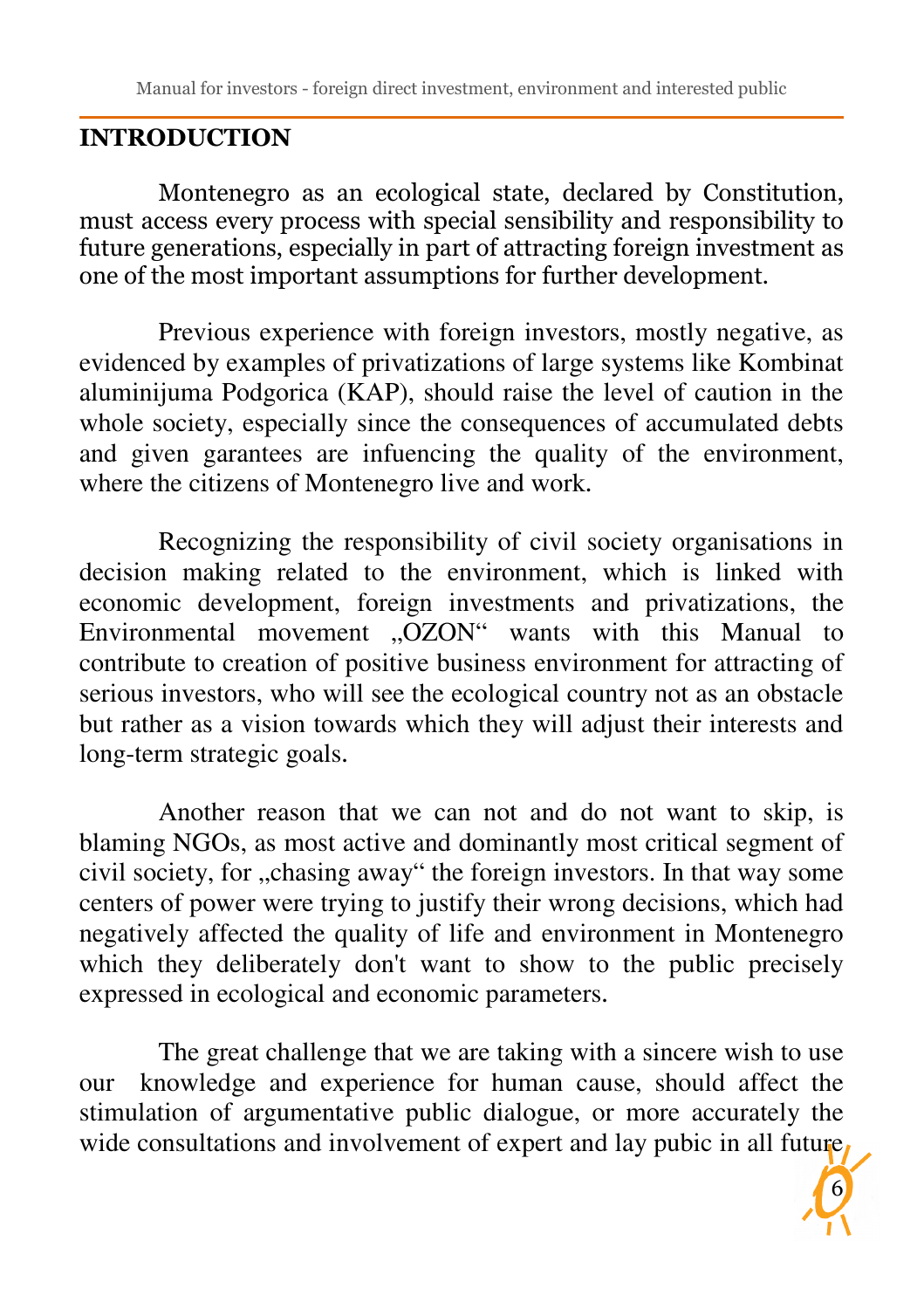# INTRODUCTION

Montenegro as an ecological state, declared by Constitution, must access every process with special sensibility and responsibility to future generations, especially in part of attracting foreign investment as one of the most important assumptions for further development.

Previous experience with foreign investors, mostly negative, as evidenced by examples of privatizations of large systems like Kombinat aluminijuma Podgorica (KAP), should raise the level of caution in the whole society, especially since the consequences of accumulated debts and given garantees are infuencing the quality of the environment, where the citizens of Montenegro live and work.

Recognizing the responsibility of civil society organisations in decision making related to the environment, which is linked with economic development, foreign investments and privatizations, the Environmental movement „OZON“ wants with this Manual to contribute to creation of positive business environment for attracting of serious investors, who will see the ecological country not as an obstacle but rather as a vision towards which they will adjust their interests and long-term strategic goals.

Another reason that we can not and do not want to skip, is blaming NGOs, as most active and dominantly most critical segment of civil society, for „chasing away“ the foreign investors. In that way some centers of power were trying to justify their wrong decisions, which had negatively affected the quality of life and environment in Montenegro which they deliberately don't want to show to the public precisely expressed in ecological and economic parameters.

The great challenge that we are taking with a sincere wish to use our knowledge and experience for human cause, should affect the stimulation of argumentative public dialogue, or more accurately the wide consultations and involvement of expert and lay pubic in all future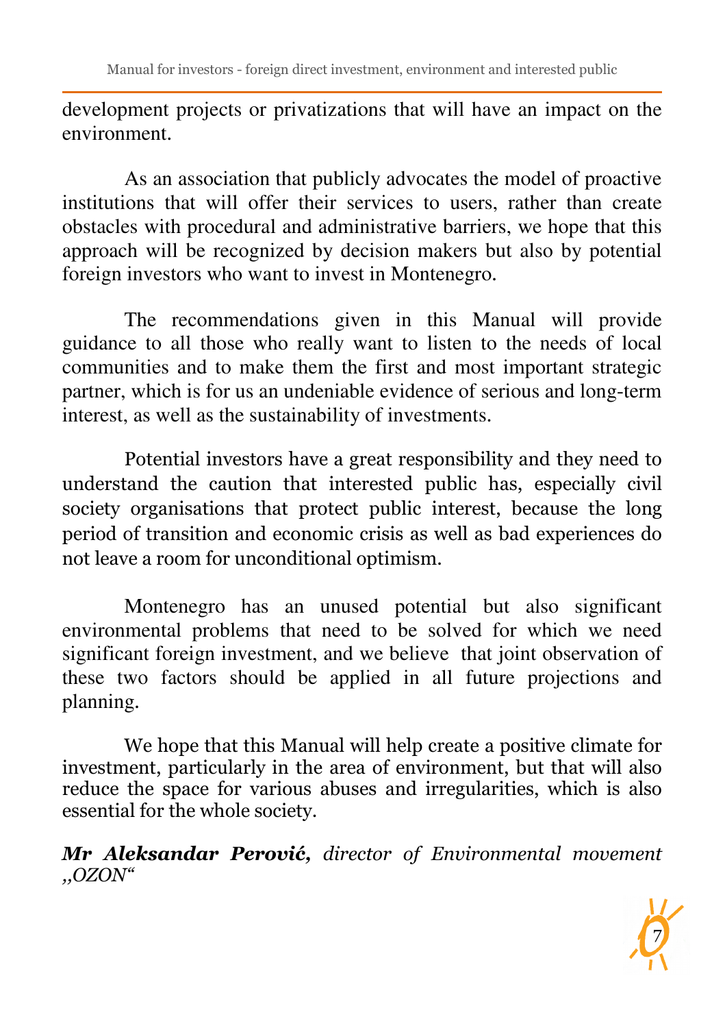development projects or privatizations that will have an impact on the environment.

As an association that publicly advocates the model of proactive institutions that will offer their services to users, rather than create obstacles with procedural and administrative barriers, we hope that this approach will be recognized by decision makers but also by potential foreign investors who want to invest in Montenegro.

The recommendations given in this Manual will provide guidance to all those who really want to listen to the needs of local communities and to make them the first and most important strategic partner, which is for us an undeniable evidence of serious and long-term interest, as well as the sustainability of investments.

Potential investors have a great responsibility and they need to understand the caution that interested public has, especially civil society organisations that protect public interest, because the long period of transition and economic crisis as well as bad experiences do not leave a room for unconditional optimism.

Montenegro has an unused potential but also significant environmental problems that need to be solved for which we need significant foreign investment, and we believe that joint observation of these two factors should be applied in all future projections and planning.

We hope that this Manual will help create a positive climate for investment, particularly in the area of environment, but that will also reduce the space for various abuses and irregularities, which is also essential for the whole society.

***Mr Aleksandar Perović,*** *director of Environmental movement „OZON“*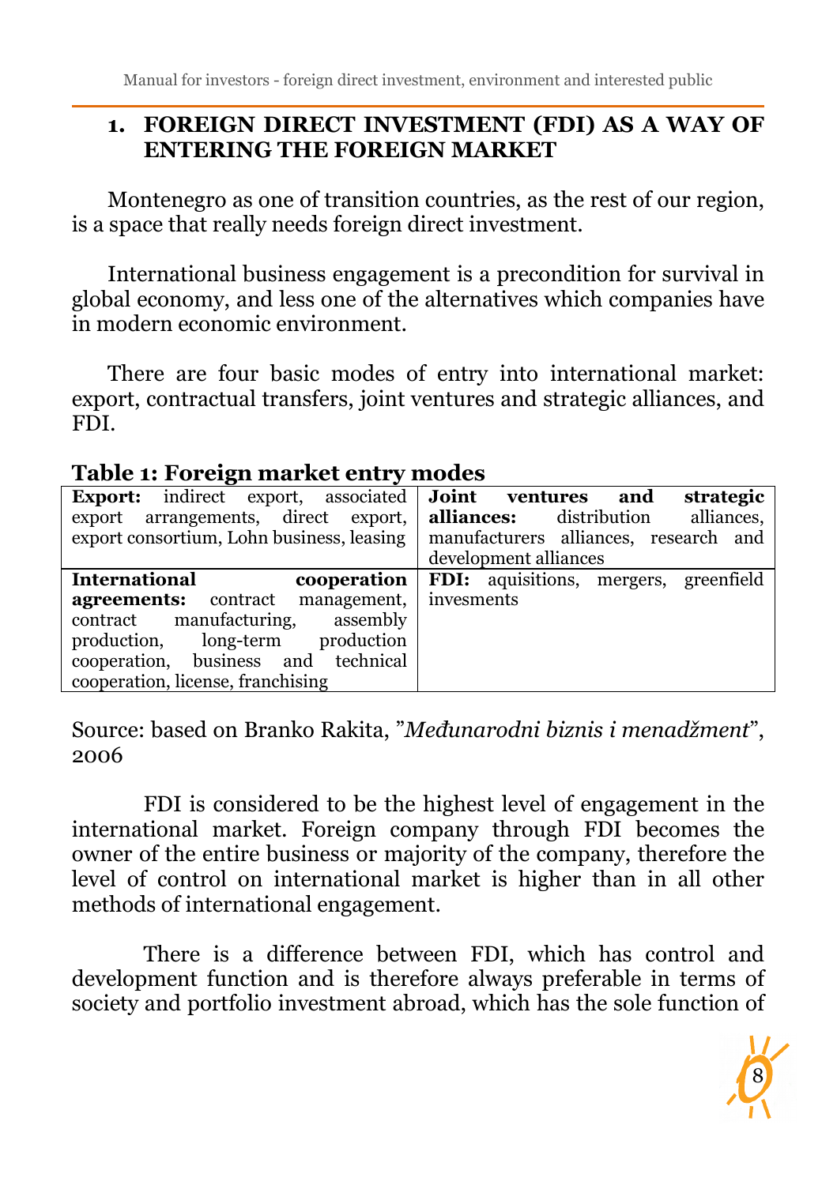## 1. FOREIGN DIRECT INVESTMENT (FDI) AS A WAY OF ENTERING THE FOREIGN MARKET

Montenegro as one of transition countries, as the rest of our region, is a space that really needs foreign direct investment.

International business engagement is a precondition for survival in global economy, and less one of the alternatives which companies have in modern economic environment.

There are four basic modes of entry into international market: export, contractual transfers, joint ventures and strategic alliances, and FDI.

**Table 1: Foreign market entry modes**

| | |
|---|---|
| **Export:** indirect export, associated export arrangements, direct export, export consortium, Lohn business, leasing | **Joint ventures and strategic alliances:** distribution alliances, manufacturers alliances, research and development alliances |
| **International cooperation agreements:** contract management, contract manufacturing, assembly production, long-term production cooperation, business and technical cooperation, license, franchising | **FDI:** aquisitions, mergers, greenfield invesments |

Source: based on Branko Rakita, "*Međunarodni biznis i menadžment*", 2006

FDI is considered to be the highest level of engagement in the international market. Foreign company through FDI becomes the owner of the entire business or majority of the company, therefore the level of control on international market is higher than in all other methods of international engagement.

There is a difference between FDI, which has control and development function and is therefore always preferable in terms of society and portfolio investment abroad, which has the sole function of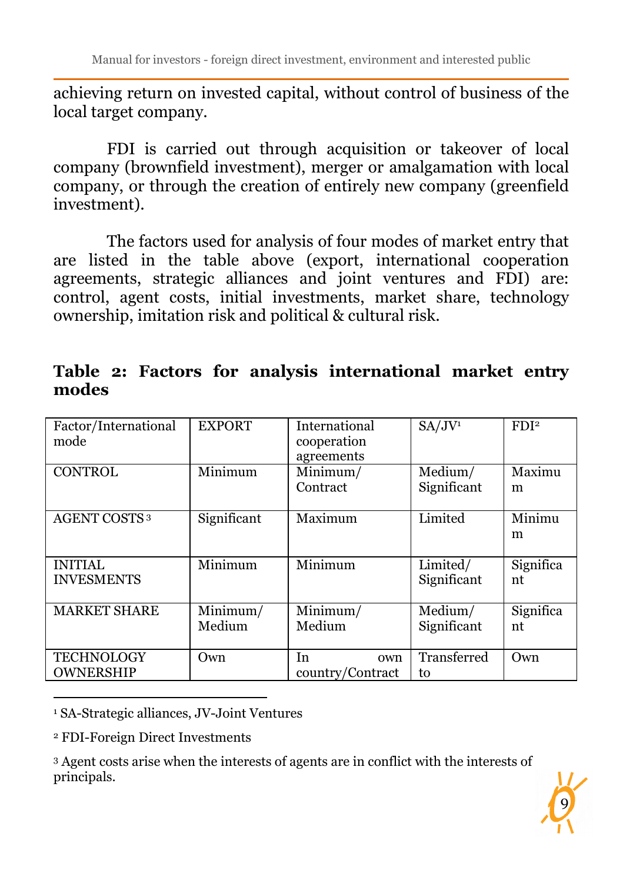achieving return on invested capital, without control of business of the local target company.

FDI is carried out through acquisition or takeover of local company (brownfield investment), merger or amalgamation with local company, or through the creation of entirely new company (greenfield investment).

The factors used for analysis of four modes of market entry that are listed in the table above (export, international cooperation agreements, strategic alliances and joint ventures and FDI) are: control, agent costs, initial investments, market share, technology ownership, imitation risk and political & cultural risk.

**Table 2: Factors for analysis international market entry modes**

| Factor/International mode | EXPORT | International cooperation agreements | SA/JV[1] | FDI[2] |
|---|---|---|---|---|
| CONTROL | Minimum | Minimum/ Contract | Medium/ Significant | Maximum |
| AGENT COSTS[3] | Significant | Maximum | Limited | Minimum |
| INITIAL INVESMENTS | Minimum | Minimum | Limited/ Significant | Significant |
| MARKET SHARE | Minimum/ Medium | Minimum/ Medium | Medium/ Significant | Significant |
| TECHNOLOGY OWNERSHIP | Own | In own country/Contract | Transferred to | Own |

[1] SA-Strategic alliances, JV-Joint Ventures

[2] FDI-Foreign Direct Investments

[3] Agent costs arise when the interests of agents are in conflict with the interests of principals.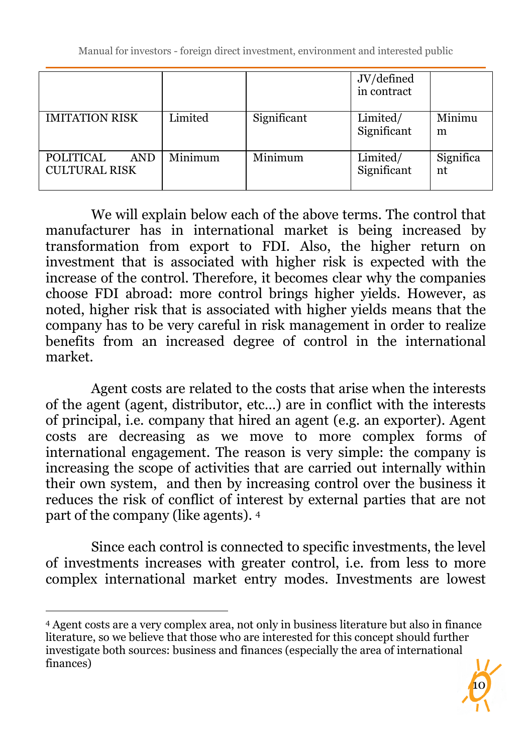| | | | JV/defined in contract | |
|---|---|---|---|---|
| IMITATION RISK | Limited | Significant | Limited/ Significant | Minimum |
| POLITICAL AND CULTURAL RISK | Minimum | Minimum | Limited/ Significant | Significant |

We will explain below each of the above terms. The control that manufacturer has in international market is being increased by transformation from export to FDI. Also, the higher return on investment that is associated with higher risk is expected with the increase of the control. Therefore, it becomes clear why the companies choose FDI abroad: more control brings higher yields. However, as noted, higher risk that is associated with higher yields means that the company has to be very careful in risk management in order to realize benefits from an increased degree of control in the international market.

Agent costs are related to the costs that arise when the interests of the agent (agent, distributor, etc...) are in conflict with the interests of principal, i.e. company that hired an agent (e.g. an exporter). Agent costs are decreasing as we move to more complex forms of international engagement. The reason is very simple: the company is increasing the scope of activities that are carried out internally within their own system, and then by increasing control over the business it reduces the risk of conflict of interest by external parties that are not part of the company (like agents). [4]

Since each control is connected to specific investments, the level of investments increases with greater control, i.e. from less to more complex international market entry modes. Investments are lowest

[4] Agent costs are a very complex area, not only in business literature but also in finance literature, so we believe that those who are interested for this concept should further investigate both sources: business and finances (especially the area of international finances)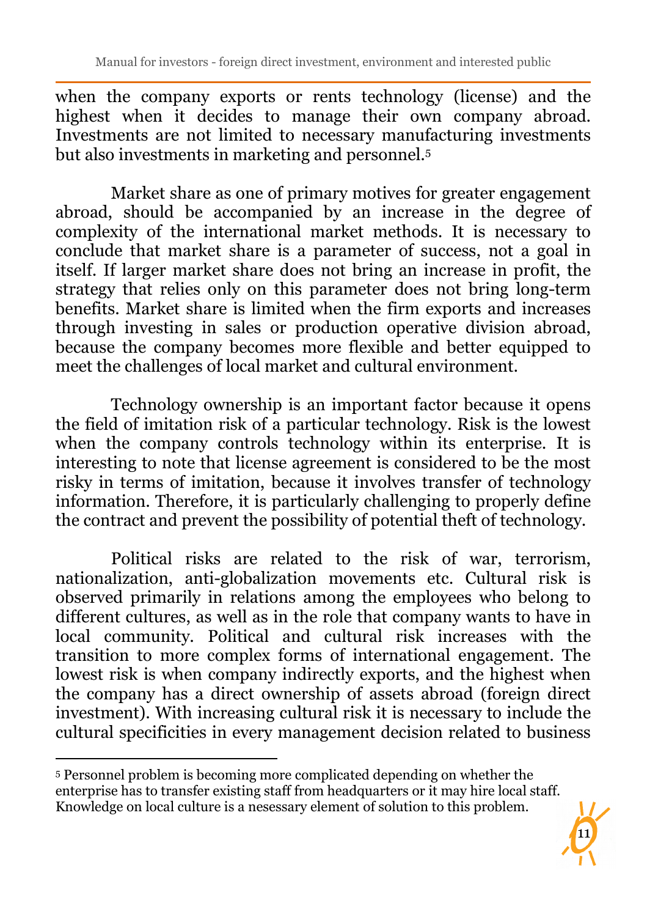when the company exports or rents technology (license) and the highest when it decides to manage their own company abroad. Investments are not limited to necessary manufacturing investments but also investments in marketing and personnel.[5]

Market share as one of primary motives for greater engagement abroad, should be accompanied by an increase in the degree of complexity of the international market methods. It is necessary to conclude that market share is a parameter of success, not a goal in itself. If larger market share does not bring an increase in profit, the strategy that relies only on this parameter does not bring long-term benefits. Market share is limited when the firm exports and increases through investing in sales or production operative division abroad, because the company becomes more flexible and better equipped to meet the challenges of local market and cultural environment.

Technology ownership is an important factor because it opens the field of imitation risk of a particular technology. Risk is the lowest when the company controls technology within its enterprise. It is interesting to note that license agreement is considered to be the most risky in terms of imitation, because it involves transfer of technology information. Therefore, it is particularly challenging to properly define the contract and prevent the possibility of potential theft of technology.

Political risks are related to the risk of war, terrorism, nationalization, anti-globalization movements etc. Cultural risk is observed primarily in relations among the employees who belong to different cultures, as well as in the role that company wants to have in local community. Political and cultural risk increases with the transition to more complex forms of international engagement. The lowest risk is when company indirectly exports, and the highest when the company has a direct ownership of assets abroad (foreign direct investment). With increasing cultural risk it is necessary to include the cultural specificities in every management decision related to business

---

[5] Personnel problem is becoming more complicated depending on whether the enterprise has to transfer existing staff from headquarters or it may hire local staff. Knowledge on local culture is a nesessary element of solution to this problem.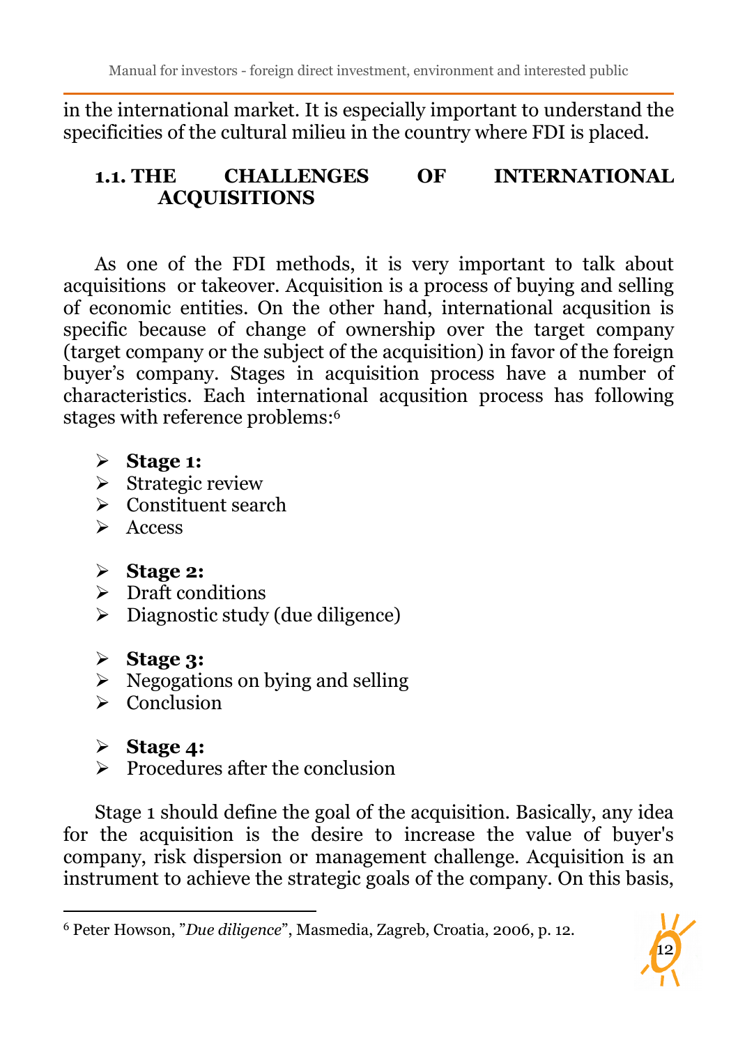in the international market. It is especially important to understand the specificities of the cultural milieu in the country where FDI is placed.

## 1.1. THE CHALLENGES OF INTERNATIONAL ACQUISITIONS

As one of the FDI methods, it is very important to talk about acquisitions or takeover. Acquisition is a process of buying and selling of economic entities. On the other hand, international acqusition is specific because of change of ownership over the target company (target company or the subject of the acquisition) in favor of the foreign buyer's company. Stages in acquisition process have a number of characteristics. Each international acqusition process has following stages with reference problems:[6]

- **Stage 1:**
- Strategic review
- Constituent search
- Access

- **Stage 2:**
- Draft conditions
- Diagnostic study (due diligence)

- **Stage 3:**
- Negogations on bying and selling
- Conclusion

- **Stage 4:**
- Procedures after the conclusion

Stage 1 should define the goal of the acquisition. Basically, any idea for the acquisition is the desire to increase the value of buyer's company, risk dispersion or management challenge. Acquisition is an instrument to achieve the strategic goals of the company. On this basis,

---

[6] Peter Howson, "*Due diligence*", Masmedia, Zagreb, Croatia, 2006, p. 12.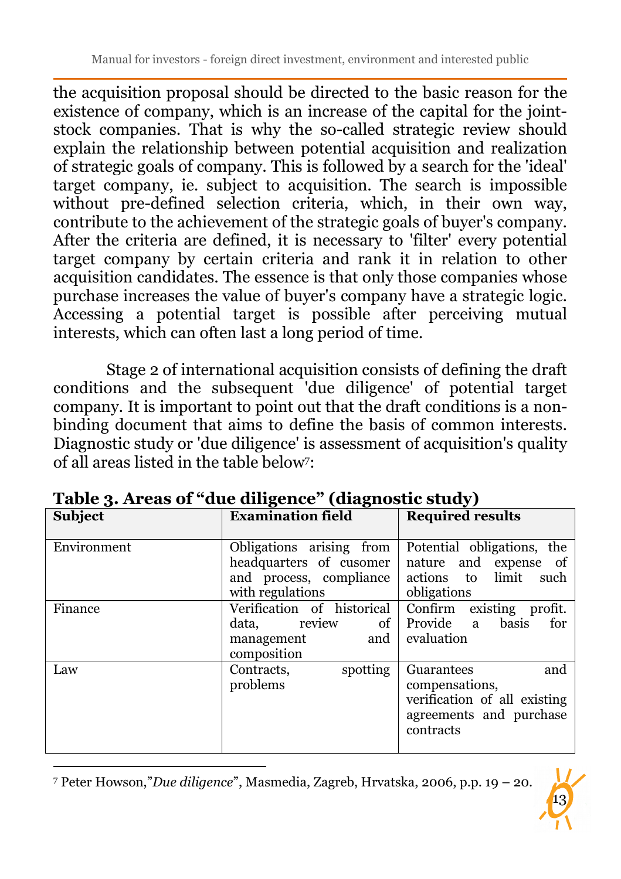the acquisition proposal should be directed to the basic reason for the existence of company, which is an increase of the capital for the joint-stock companies. That is why the so-called strategic review should explain the relationship between potential acquisition and realization of strategic goals of company. This is followed by a search for the 'ideal' target company, ie. subject to acquisition. The search is impossible without pre-defined selection criteria, which, in their own way, contribute to the achievement of the strategic goals of buyer's company. After the criteria are defined, it is necessary to 'filter' every potential target company by certain criteria and rank it in relation to other acquisition candidates. The essence is that only those companies whose purchase increases the value of buyer's company have a strategic logic. Accessing a potential target is possible after perceiving mutual interests, which can often last a long period of time.

Stage 2 of international acquisition consists of defining the draft conditions and the subsequent 'due diligence' of potential target company. It is important to point out that the draft conditions is a non-binding document that aims to define the basis of common interests. Diagnostic study or 'due diligence' is assessment of acquisition's quality of all areas listed in the table below[7]:

**Table 3. Areas of "due diligence" (diagnostic study)**

| Subject | Examination field | Required results |
|---|---|---|
| Environment | Obligations arising from headquarters of cusomer and process, compliance with regulations | Potential obligations, the nature and expense of actions to limit such obligations |
| Finance | Verification of historical data, review of management and composition | Confirm existing profit. Provide a basis for evaluation |
| Law | Contracts, spotting problems | Guarantees and compensations, verification of all existing agreements and purchase contracts |

[7] Peter Howson,"*Due diligence*", Masmedia, Zagreb, Hrvatska, 2006, p.p. 19 – 20.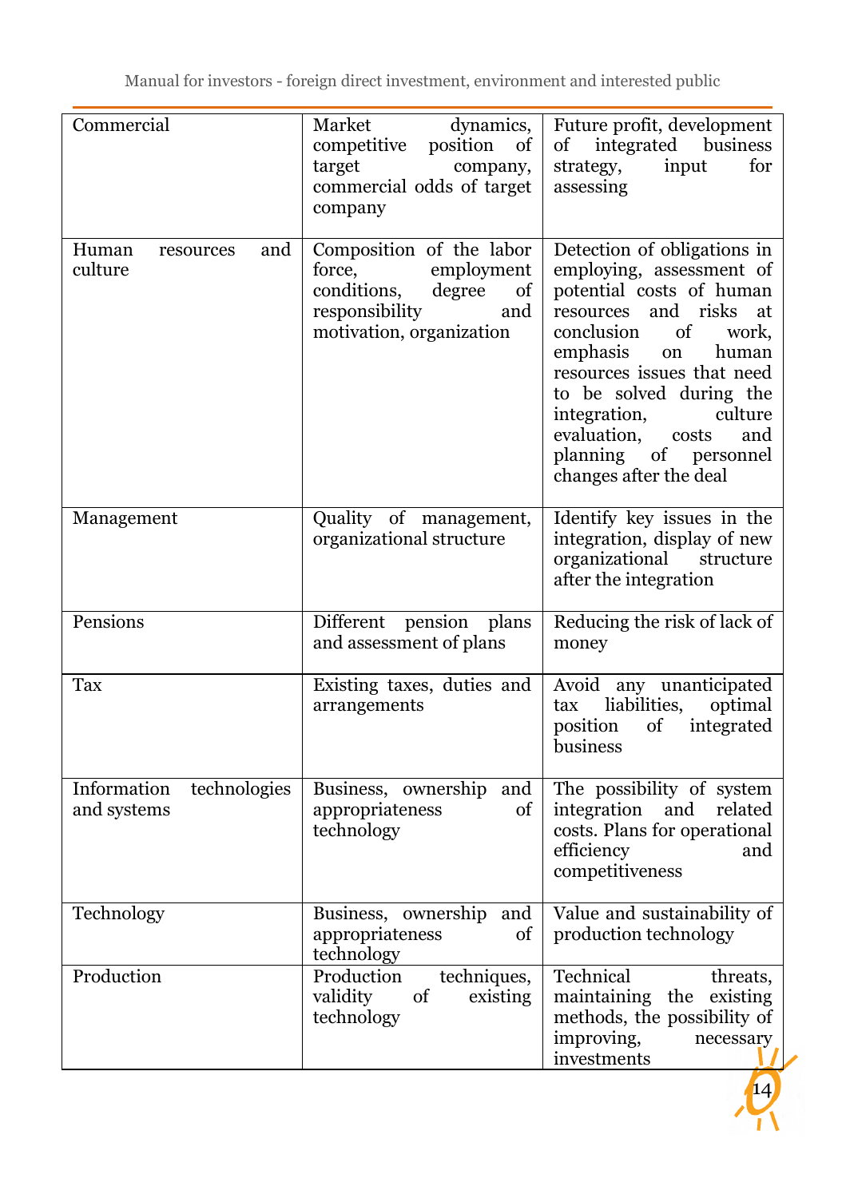| Commercial | Market dynamics, competitive position of target company, commercial odds of target company | Future profit, development of integrated business strategy, input for assessing |
|---|---|---|
| Human resources and culture | Composition of the labor force, employment conditions, degree of responsibility and motivation, organization | Detection of obligations in employing, assessment of potential costs of human resources and risks at conclusion of work, emphasis on human resources issues that need to be solved during the integration, culture evaluation, costs and planning of personnel changes after the deal |
| Management | Quality of management, organizational structure | Identify key issues in the integration, display of new organizational structure after the integration |
| Pensions | Different pension plans and assessment of plans | Reducing the risk of lack of money |
| Tax | Existing taxes, duties and arrangements | Avoid any unanticipated tax liabilities, optimal position of integrated business |
| Information technologies and systems | Business, ownership and appropriateness of technology | The possibility of system integration and related costs. Plans for operational efficiency and competitiveness |
| Technology | Business, ownership and appropriateness of technology | Value and sustainability of production technology |
| Production | Production techniques, validity of existing technology | Technical threats, maintaining the existing methods, the possibility of improving, necessary investments |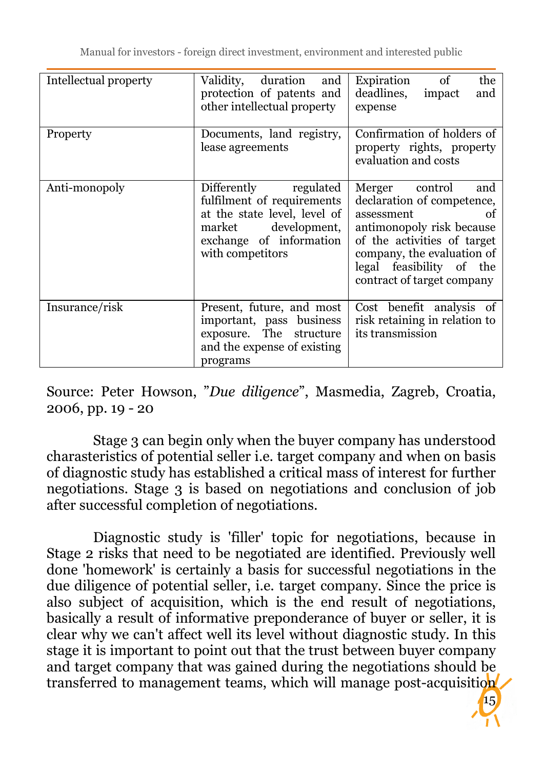| Intellectual property | Validity, duration and protection of patents and other intellectual property | Expiration of the deadlines, impact and expense |
|---|---|---|
| Property | Documents, land registry, lease agreements | Confirmation of holders of property rights, property evaluation and costs |
| Anti-monopoly | Differently regulated fulfilment of requirements at the state level, level of market development, exchange of information with competitors | Merger control and declaration of competence, assessment of antimonopoly risk because of the activities of target company, the evaluation of legal feasibility of the contract of target company |
| Insurance/risk | Present, future, and most important, pass business exposure. The structure and the expense of existing programs | Cost benefit analysis of risk retaining in relation to its transmission |

Source: Peter Howson, "*Due diligence*", Masmedia, Zagreb, Croatia, 2006, pp. 19 - 20

Stage 3 can begin only when the buyer company has understood charasteristics of potential seller i.e. target company and when on basis of diagnostic study has established a critical mass of interest for further negotiations. Stage 3 is based on negotiations and conclusion of job after successful completion of negotiations.

Diagnostic study is 'filler' topic for negotiations, because in Stage 2 risks that need to be negotiated are identified. Previously well done 'homework' is certainly a basis for successful negotiations in the due diligence of potential seller, i.e. target company. Since the price is also subject of acquisition, which is the end result of negotiations, basically a result of informative preponderance of buyer or seller, it is clear why we can't affect well its level without diagnostic study. In this stage it is important to point out that the trust between buyer company and target company that was gained during the negotiations should be transferred to management teams, which will manage post-acquisition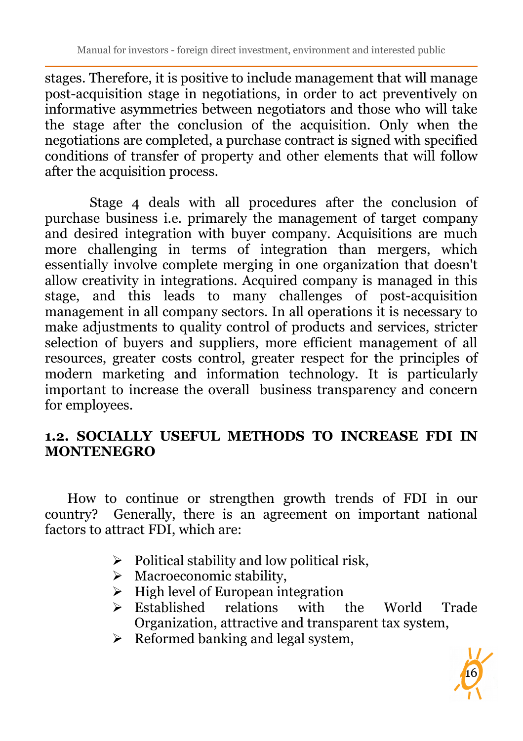stages. Therefore, it is positive to include management that will manage post-acquisition stage in negotiations, in order to act preventively on informative asymmetries between negotiators and those who will take the stage after the conclusion of the acquisition. Only when the negotiations are completed, a purchase contract is signed with specified conditions of transfer of property and other elements that will follow after the acquisition process.

Stage 4 deals with all procedures after the conclusion of purchase business i.e. primarely the management of target company and desired integration with buyer company. Acquisitions are much more challenging in terms of integration than mergers, which essentially involve complete merging in one organization that doesn't allow creativity in integrations. Acquired company is managed in this stage, and this leads to many challenges of post-acquisition management in all company sectors. In all operations it is necessary to make adjustments to quality control of products and services, stricter selection of buyers and suppliers, more efficient management of all resources, greater costs control, greater respect for the principles of modern marketing and information technology. It is particularly important to increase the overall business transparency and concern for employees.

## 1.2. SOCIALLY USEFUL METHODS TO INCREASE FDI IN MONTENEGRO

How to continue or strengthen growth trends of FDI in our country? Generally, there is an agreement on important national factors to attract FDI, which are:

- Political stability and low political risk,
- Macroeconomic stability,
- High level of European integration
- Established relations with the World Trade Organization, attractive and transparent tax system,
- Reformed banking and legal system,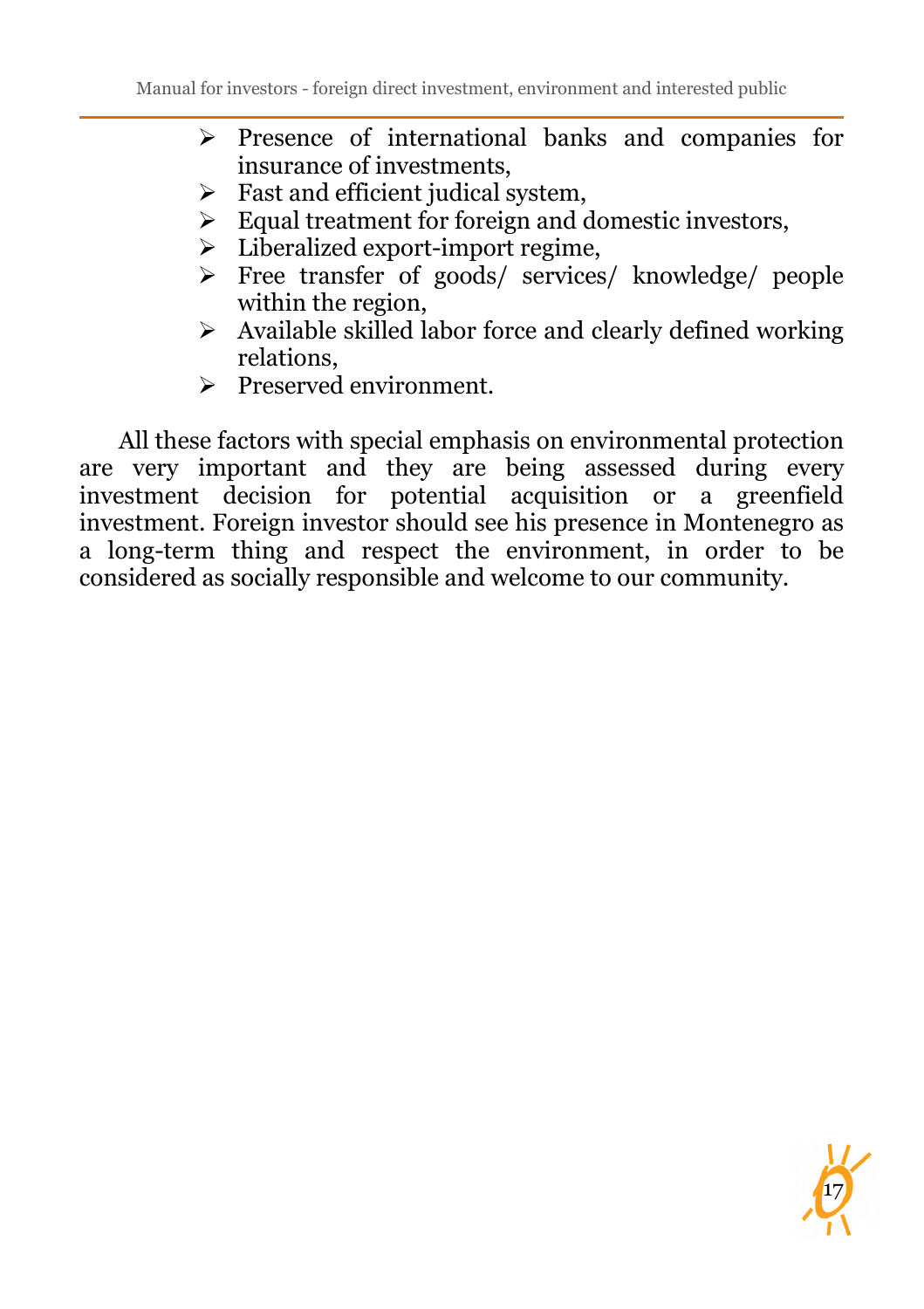- Presence of international banks and companies for insurance of investments,
- Fast and efficient judical system,
- Equal treatment for foreign and domestic investors,
- Liberalized export-import regime,
- Free transfer of goods/ services/ knowledge/ people within the region,
- Available skilled labor force and clearly defined working relations,
- Preserved environment.

All these factors with special emphasis on environmental protection are very important and they are being assessed during every investment decision for potential acquisition or a greenfield investment. Foreign investor should see his presence in Montenegro as a long-term thing and respect the environment, in order to be considered as socially responsible and welcome to our community.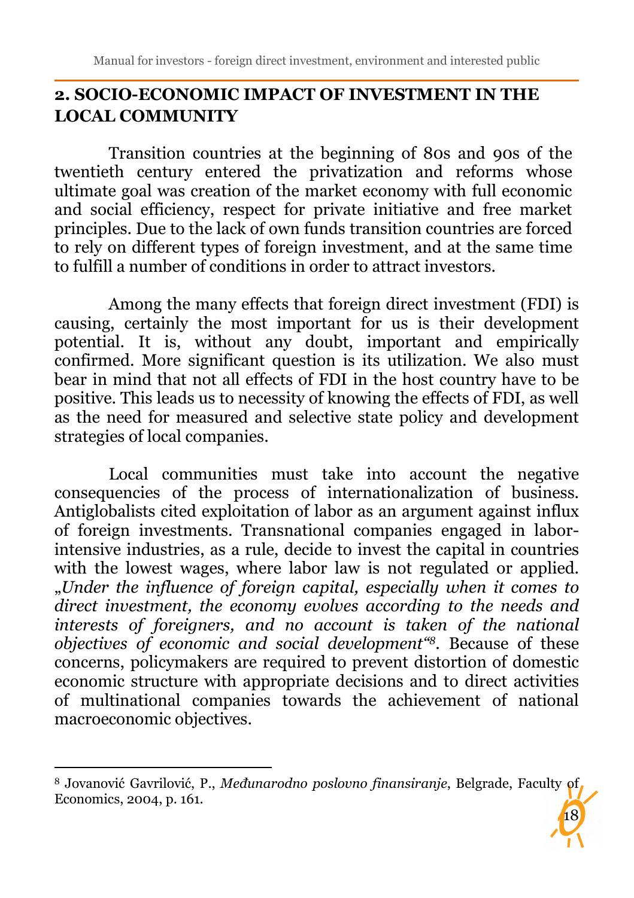## 2. SOCIO-ECONOMIC IMPACT OF INVESTMENT IN THE LOCAL COMMUNITY

Transition countries at the beginning of 80s and 90s of the twentieth century entered the privatization and reforms whose ultimate goal was creation of the market economy with full economic and social efficiency, respect for private initiative and free market principles. Due to the lack of own funds transition countries are forced to rely on different types of foreign investment, and at the same time to fulfill a number of conditions in order to attract investors.

Among the many effects that foreign direct investment (FDI) is causing, certainly the most important for us is their development potential. It is, without any doubt, important and empirically confirmed. More significant question is its utilization. We also must bear in mind that not all effects of FDI in the host country have to be positive. This leads us to necessity of knowing the effects of FDI, as well as the need for measured and selective state policy and development strategies of local companies.

Local communities must take into account the negative consequencies of the process of internationalization of business. Antiglobalists cited exploitation of labor as an argument against influx of foreign investments. Transnational companies engaged in labor-intensive industries, as a rule, decide to invest the capital in countries with the lowest wages, where labor law is not regulated or applied. „*Under the influence of foreign capital, especially when it comes to direct investment, the economy evolves according to the needs and interests of foreigners, and no account is taken of the national objectives of economic and social development*“[8]. Because of these concerns, policymakers are required to prevent distortion of domestic economic structure with appropriate decisions and to direct activities of multinational companies towards the achievement of national macroeconomic objectives.

---

[8] Jovanović Gavrilović, P., *Međunarodno poslovno finansiranje*, Belgrade, Faculty of Economics, 2004, p. 161.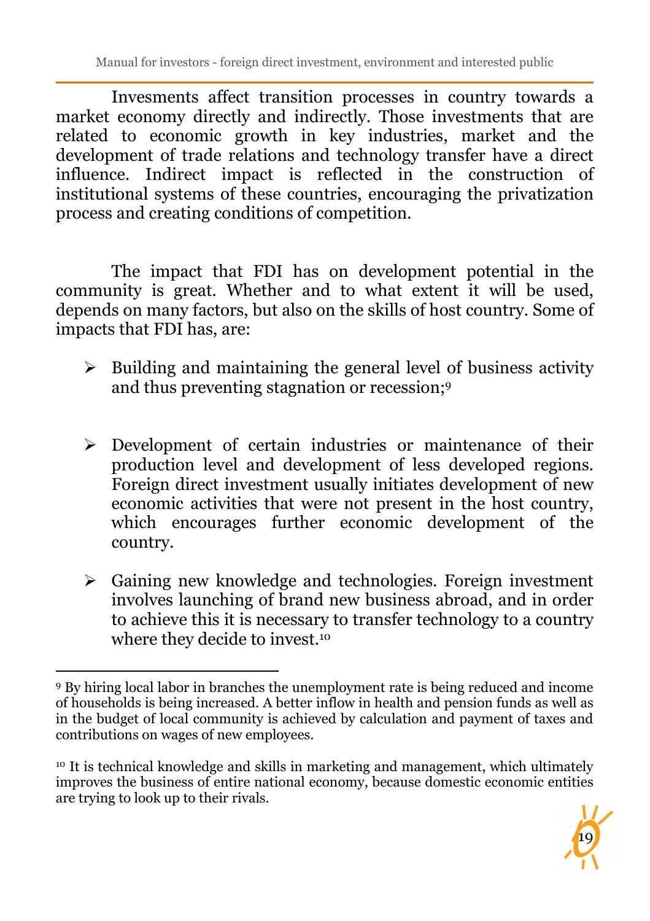Invesments affect transition processes in country towards a market economy directly and indirectly. Those investments that are related to economic growth in key industries, market and the development of trade relations and technology transfer have a direct influence. Indirect impact is reflected in the construction of institutional systems of these countries, encouraging the privatization process and creating conditions of competition.

The impact that FDI has on development potential in the community is great. Whether and to what extent it will be used, depends on many factors, but also on the skills of host country. Some of impacts that FDI has, are:

- Building and maintaining the general level of business activity and thus preventing stagnation or recession;[9]

- Development of certain industries or maintenance of their production level and development of less developed regions. Foreign direct investment usually initiates development of new economic activities that were not present in the host country, which encourages further economic development of the country.

- Gaining new knowledge and technologies. Foreign investment involves launching of brand new business abroad, and in order to achieve this it is necessary to transfer technology to a country where they decide to invest.[10]

---

[9] By hiring local labor in branches the unemployment rate is being reduced and income of households is being increased. A better inflow in health and pension funds as well as in the budget of local community is achieved by calculation and payment of taxes and contributions on wages of new employees.

[10] It is technical knowledge and skills in marketing and management, which ultimately improves the business of entire national economy, because domestic economic entities are trying to look up to their rivals.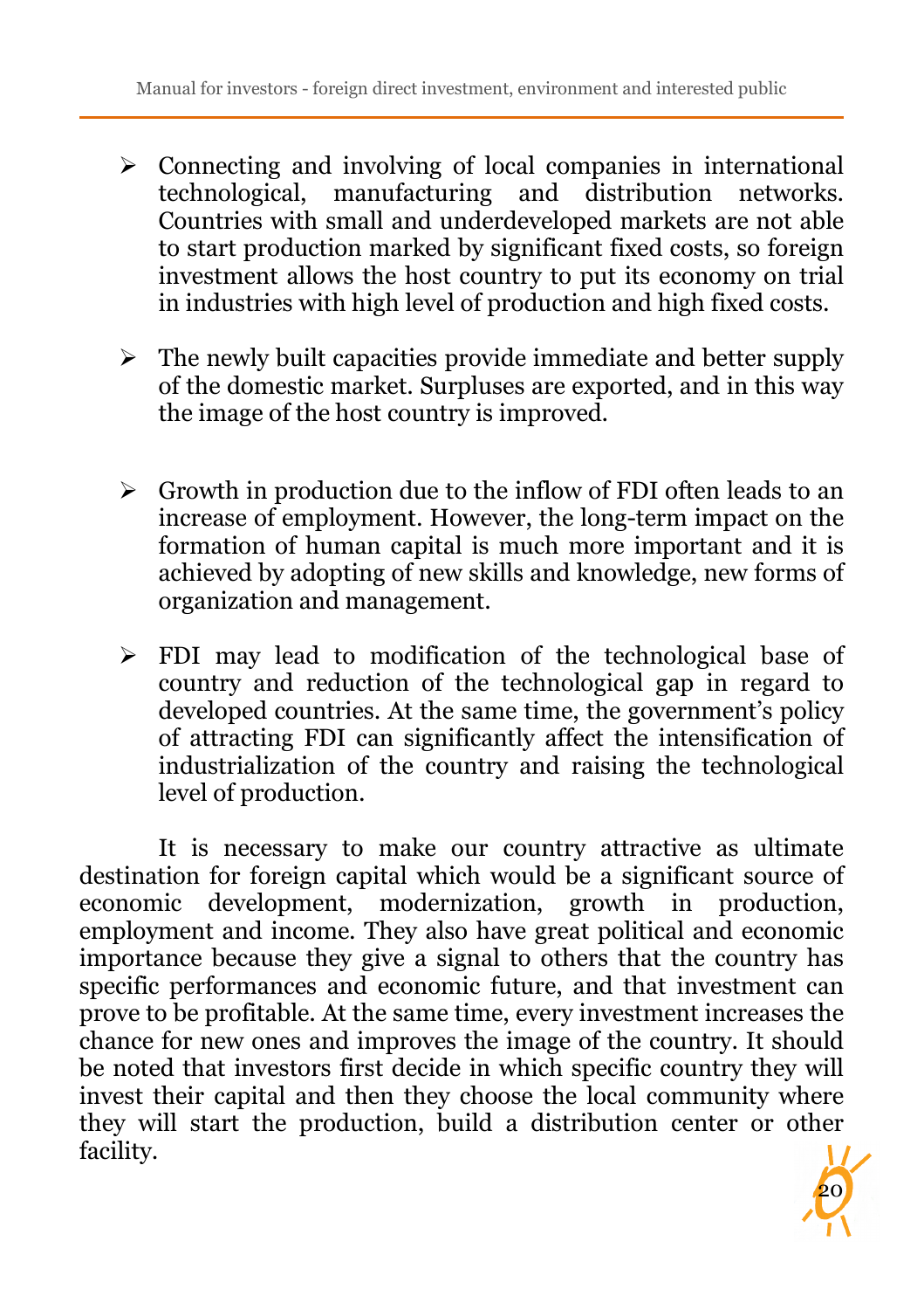- Connecting and involving of local companies in international technological, manufacturing and distribution networks. Countries with small and underdeveloped markets are not able to start production marked by significant fixed costs, so foreign investment allows the host country to put its economy on trial in industries with high level of production and high fixed costs.

- The newly built capacities provide immediate and better supply of the domestic market. Surpluses are exported, and in this way the image of the host country is improved.

- Growth in production due to the inflow of FDI often leads to an increase of employment. However, the long-term impact on the formation of human capital is much more important and it is achieved by adopting of new skills and knowledge, new forms of organization and management.

- FDI may lead to modification of the technological base of country and reduction of the technological gap in regard to developed countries. At the same time, the government's policy of attracting FDI can significantly affect the intensification of industrialization of the country and raising the technological level of production.

It is necessary to make our country attractive as ultimate destination for foreign capital which would be a significant source of economic development, modernization, growth in production, employment and income. They also have great political and economic importance because they give a signal to others that the country has specific performances and economic future, and that investment can prove to be profitable. At the same time, every investment increases the chance for new ones and improves the image of the country. It should be noted that investors first decide in which specific country they will invest their capital and then they choose the local community where they will start the production, build a distribution center or other facility.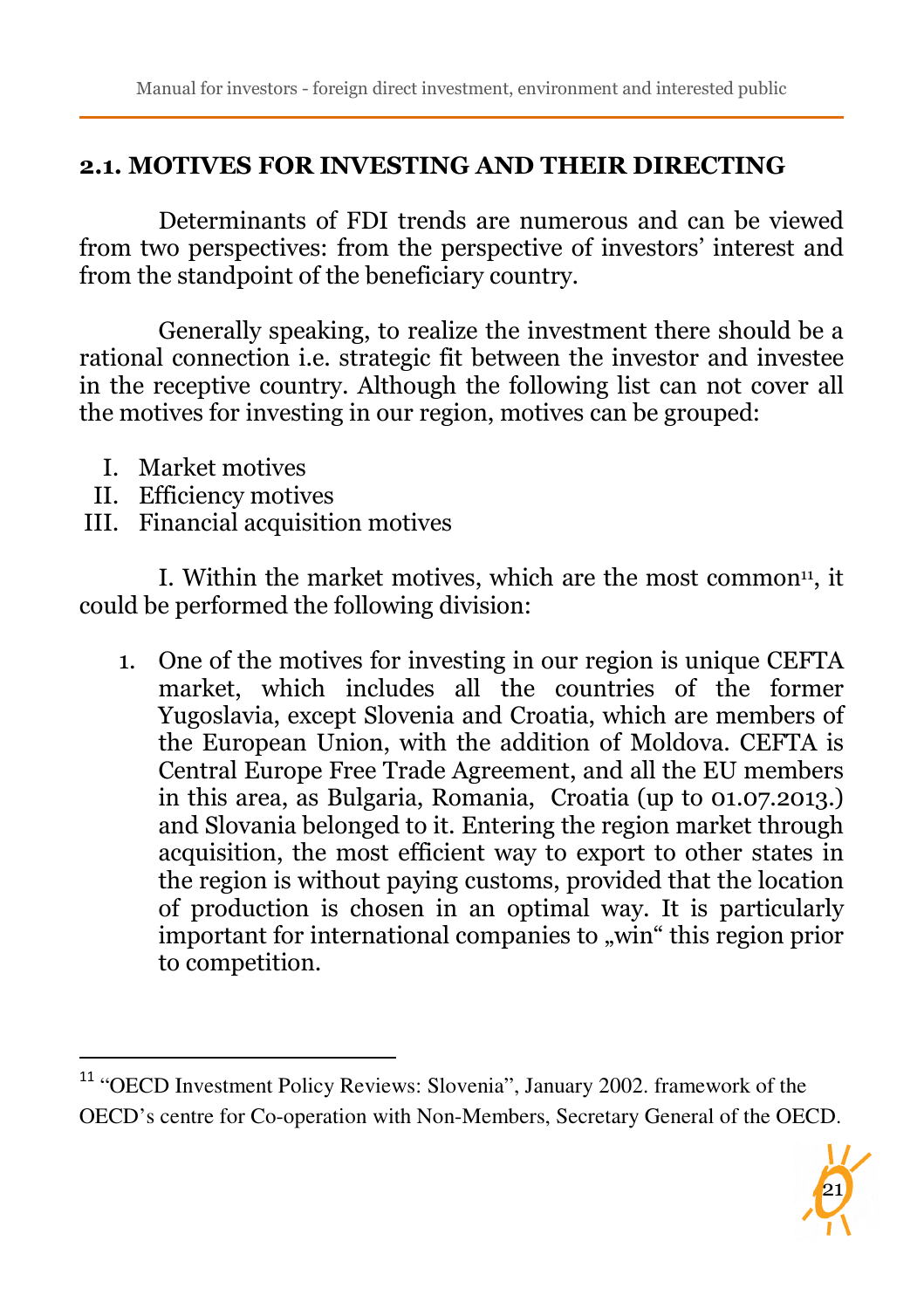## 2.1. MOTIVES FOR INVESTING AND THEIR DIRECTING

Determinants of FDI trends are numerous and can be viewed from two perspectives: from the perspective of investors' interest and from the standpoint of the beneficiary country.

Generally speaking, to realize the investment there should be a rational connection i.e. strategic fit between the investor and investee in the receptive country. Although the following list can not cover all the motives for investing in our region, motives can be grouped:

I. Market motives
II. Efficiency motives
III. Financial acquisition motives

I. Within the market motives, which are the most common[11], it could be performed the following division:

1. One of the motives for investing in our region is unique CEFTA market, which includes all the countries of the former Yugoslavia, except Slovenia and Croatia, which are members of the European Union, with the addition of Moldova. CEFTA is Central Europe Free Trade Agreement, and all the EU members in this area, as Bulgaria, Romania, Croatia (up to 01.07.2013.) and Slovania belonged to it. Entering the region market through acquisition, the most efficient way to export to other states in the region is without paying customs, provided that the location of production is chosen in an optimal way. It is particularly important for international companies to „win" this region prior to competition.

---

[11] "OECD Investment Policy Reviews: Slovenia", January 2002. framework of the OECD's centre for Co-operation with Non-Members, Secretary General of the OECD.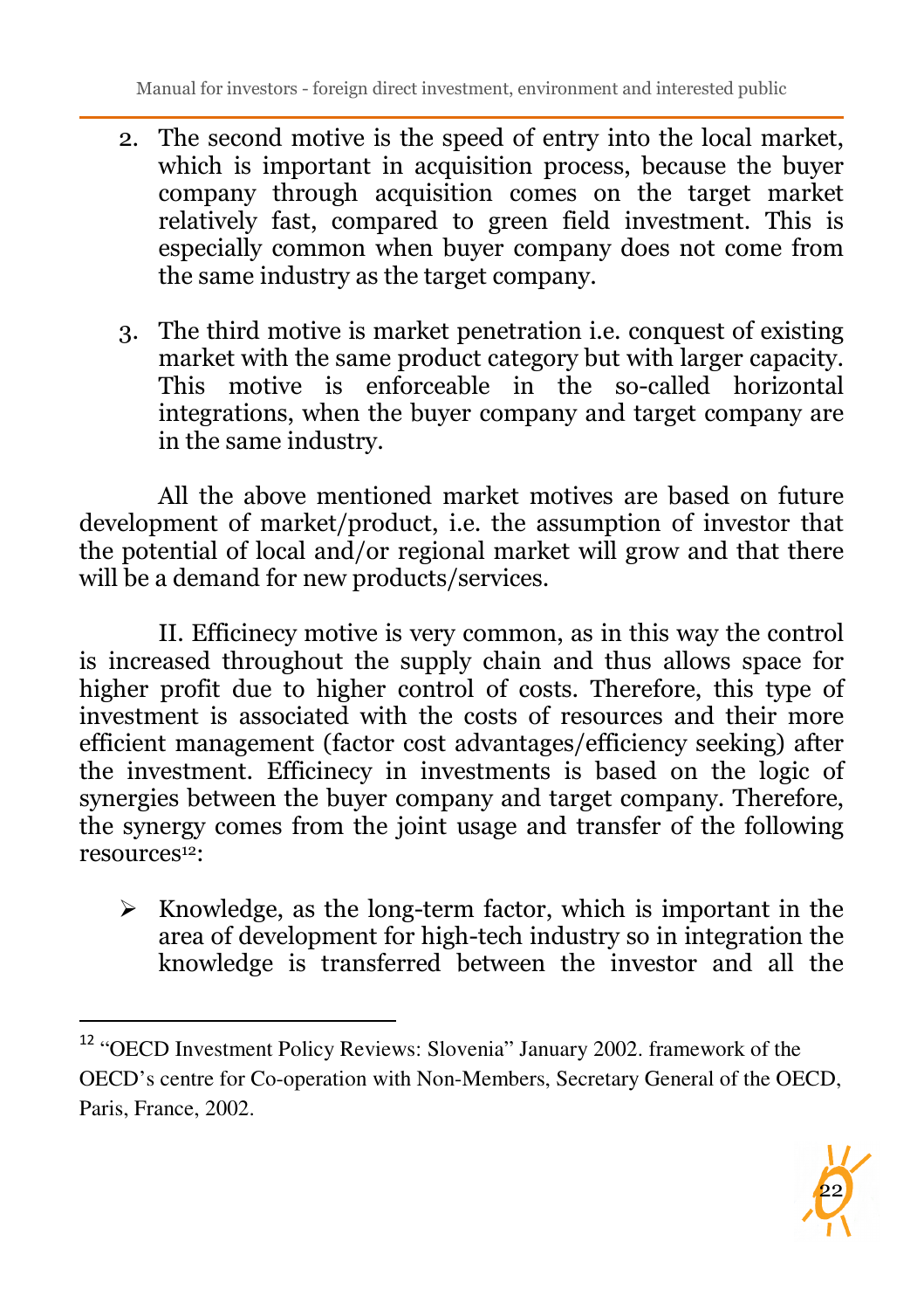2. The second motive is the speed of entry into the local market, which is important in acquisition process, because the buyer company through acquisition comes on the target market relatively fast, compared to green field investment. This is especially common when buyer company does not come from the same industry as the target company.

3. The third motive is market penetration i.e. conquest of existing market with the same product category but with larger capacity. This motive is enforceable in the so-called horizontal integrations, when the buyer company and target company are in the same industry.

All the above mentioned market motives are based on future development of market/product, i.e. the assumption of investor that the potential of local and/or regional market will grow and that there will be a demand for new products/services.

II. Efficinecy motive is very common, as in this way the control is increased throughout the supply chain and thus allows space for higher profit due to higher control of costs. Therefore, this type of investment is associated with the costs of resources and their more efficient management (factor cost advantages/efficiency seeking) after the investment. Efficinecy in investments is based on the logic of synergies between the buyer company and target company. Therefore, the synergy comes from the joint usage and transfer of the following resources[12]:

- Knowledge, as the long-term factor, which is important in the area of development for high-tech industry so in integration the knowledge is transferred between the investor and all the

---

[12] "OECD Investment Policy Reviews: Slovenia" January 2002. framework of the OECD's centre for Co-operation with Non-Members, Secretary General of the OECD, Paris, France, 2002.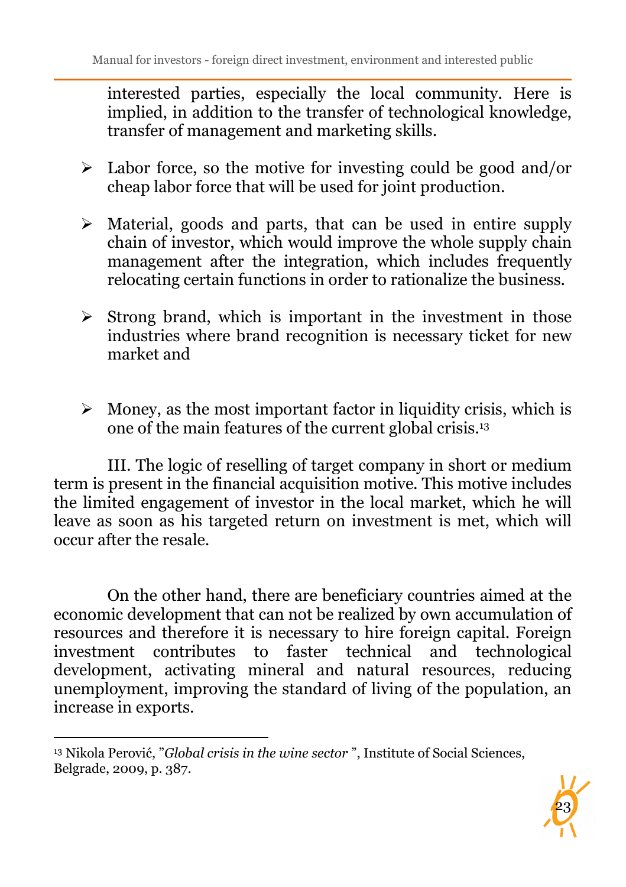interested parties, especially the local community. Here is implied, in addition to the transfer of technological knowledge, transfer of management and marketing skills.

- Labor force, so the motive for investing could be good and/or cheap labor force that will be used for joint production.

- Material, goods and parts, that can be used in entire supply chain of investor, which would improve the whole supply chain management after the integration, which includes frequently relocating certain functions in order to rationalize the business.

- Strong brand, which is important in the investment in those industries where brand recognition is necessary ticket for new market and

- Money, as the most important factor in liquidity crisis, which is one of the main features of the current global crisis.[13]

III. The logic of reselling of target company in short or medium term is present in the financial acquisition motive. This motive includes the limited engagement of investor in the local market, which he will leave as soon as his targeted return on investment is met, which will occur after the resale.

On the other hand, there are beneficiary countries aimed at the economic development that can not be realized by own accumulation of resources and therefore it is necessary to hire foreign capital. Foreign investment contributes to faster technical and technological development, activating mineral and natural resources, reducing unemployment, improving the standard of living of the population, an increase in exports.

---

[13] Nikola Perović, "*Global crisis in the wine sector* ", Institute of Social Sciences, Belgrade, 2009, p. 387.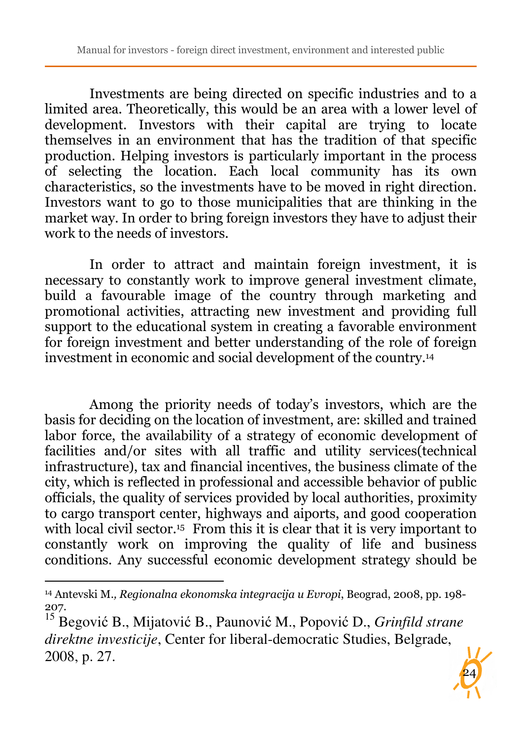Investments are being directed on specific industries and to a limited area. Theoretically, this would be an area with a lower level of development. Investors with their capital are trying to locate themselves in an environment that has the tradition of that specific production. Helping investors is particularly important in the process of selecting the location. Each local community has its own characteristics, so the investments have to be moved in right direction. Investors want to go to those municipalities that are thinking in the market way. In order to bring foreign investors they have to adjust their work to the needs of investors.

In order to attract and maintain foreign investment, it is necessary to constantly work to improve general investment climate, build a favourable image of the country through marketing and promotional activities, attracting new investment and providing full support to the educational system in creating a favorable environment for foreign investment and better understanding of the role of foreign investment in economic and social development of the country.[14]

Among the priority needs of today's investors, which are the basis for deciding on the location of investment, are: skilled and trained labor force, the availability of a strategy of economic development of facilities and/or sites with all traffic and utility services(technical infrastructure), tax and financial incentives, the business climate of the city, which is reflected in professional and accessible behavior of public officials, the quality of services provided by local authorities, proximity to cargo transport center, highways and aiports, and good cooperation with local civil sector.[15] From this it is clear that it is very important to constantly work on improving the quality of life and business conditions. Any successful economic development strategy should be

---

[14] Antevski M., *Regionalna ekonomska integracija u Evropi*, Beograd, 2008, pp. 198-207.

[15] Begović B., Mijatović B., Paunović M., Popović D., *Grinfild strane direktne investicije*, Center for liberal-democratic Studies, Belgrade, 2008, p. 27.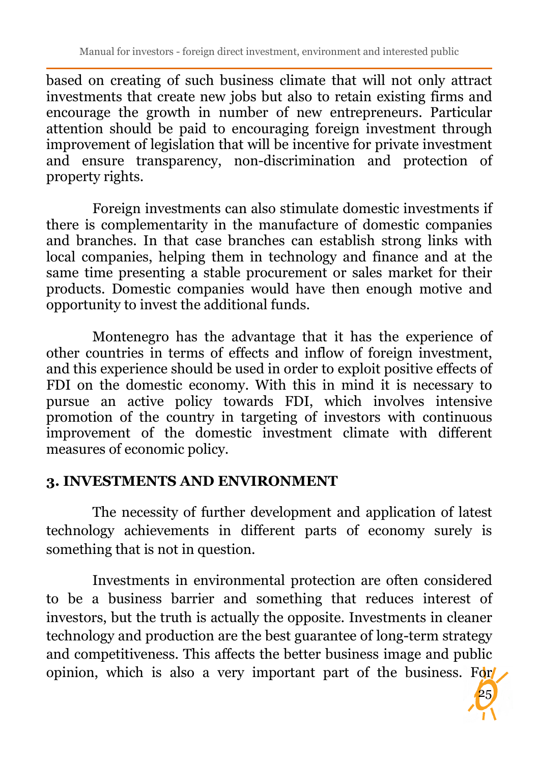based on creating of such business climate that will not only attract investments that create new jobs but also to retain existing firms and encourage the growth in number of new entrepreneurs. Particular attention should be paid to encouraging foreign investment through improvement of legislation that will be incentive for private investment and ensure transparency, non-discrimination and protection of property rights.

Foreign investments can also stimulate domestic investments if there is complementarity in the manufacture of domestic companies and branches. In that case branches can establish strong links with local companies, helping them in technology and finance and at the same time presenting a stable procurement or sales market for their products. Domestic companies would have then enough motive and opportunity to invest the additional funds.

Montenegro has the advantage that it has the experience of other countries in terms of effects and inflow of foreign investment, and this experience should be used in order to exploit positive effects of FDI on the domestic economy. With this in mind it is necessary to pursue an active policy towards FDI, which involves intensive promotion of the country in targeting of investors with continuous improvement of the domestic investment climate with different measures of economic policy.

## 3. INVESTMENTS AND ENVIRONMENT

The necessity of further development and application of latest technology achievements in different parts of economy surely is something that is not in question.

Investments in environmental protection are often considered to be a business barrier and something that reduces interest of investors, but the truth is actually the opposite. Investments in cleaner technology and production are the best guarantee of long-term strategy and competitiveness. This affects the better business image and public opinion, which is also a very important part of the business. For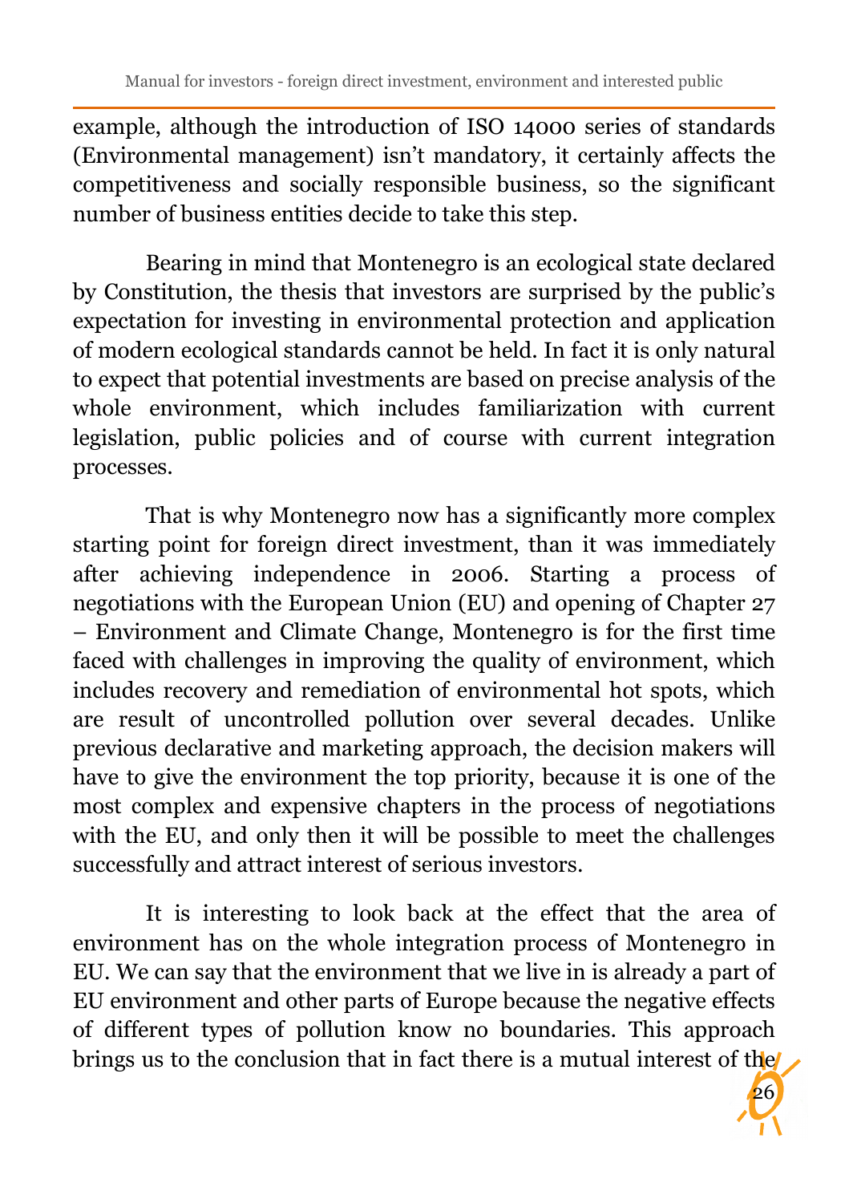example, although the introduction of ISO 14000 series of standards (Environmental management) isn't mandatory, it certainly affects the competitiveness and socially responsible business, so the significant number of business entities decide to take this step.

Bearing in mind that Montenegro is an ecological state declared by Constitution, the thesis that investors are surprised by the public's expectation for investing in environmental protection and application of modern ecological standards cannot be held. In fact it is only natural to expect that potential investments are based on precise analysis of the whole environment, which includes familiarization with current legislation, public policies and of course with current integration processes.

That is why Montenegro now has a significantly more complex starting point for foreign direct investment, than it was immediately after achieving independence in 2006. Starting a process of negotiations with the European Union (EU) and opening of Chapter 27 – Environment and Climate Change, Montenegro is for the first time faced with challenges in improving the quality of environment, which includes recovery and remediation of environmental hot spots, which are result of uncontrolled pollution over several decades. Unlike previous declarative and marketing approach, the decision makers will have to give the environment the top priority, because it is one of the most complex and expensive chapters in the process of negotiations with the EU, and only then it will be possible to meet the challenges successfully and attract interest of serious investors.

It is interesting to look back at the effect that the area of environment has on the whole integration process of Montenegro in EU. We can say that the environment that we live in is already a part of EU environment and other parts of Europe because the negative effects of different types of pollution know no boundaries. This approach brings us to the conclusion that in fact there is a mutual interest of the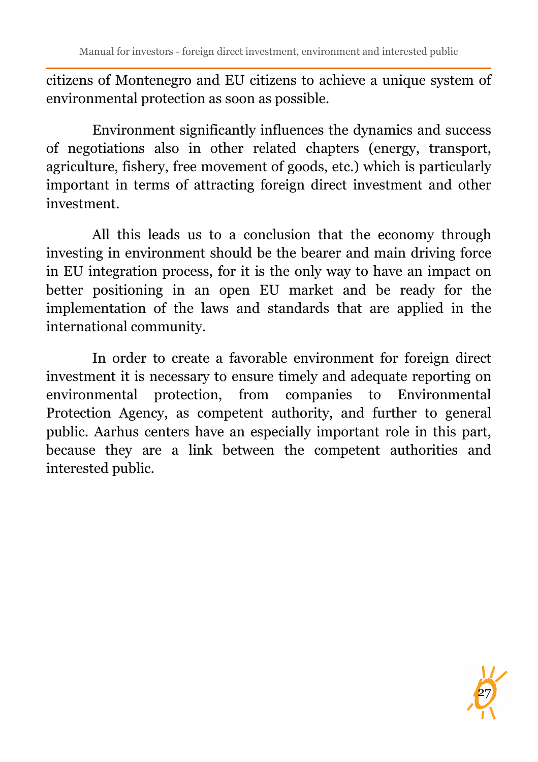citizens of Montenegro and EU citizens to achieve a unique system of environmental protection as soon as possible.

Environment significantly influences the dynamics and success of negotiations also in other related chapters (energy, transport, agriculture, fishery, free movement of goods, etc.) which is particularly important in terms of attracting foreign direct investment and other investment.

All this leads us to a conclusion that the economy through investing in environment should be the bearer and main driving force in EU integration process, for it is the only way to have an impact on better positioning in an open EU market and be ready for the implementation of the laws and standards that are applied in the international community.

In order to create a favorable environment for foreign direct investment it is necessary to ensure timely and adequate reporting on environmental protection, from companies to Environmental Protection Agency, as competent authority, and further to general public. Aarhus centers have an especially important role in this part, because they are a link between the competent authorities and interested public.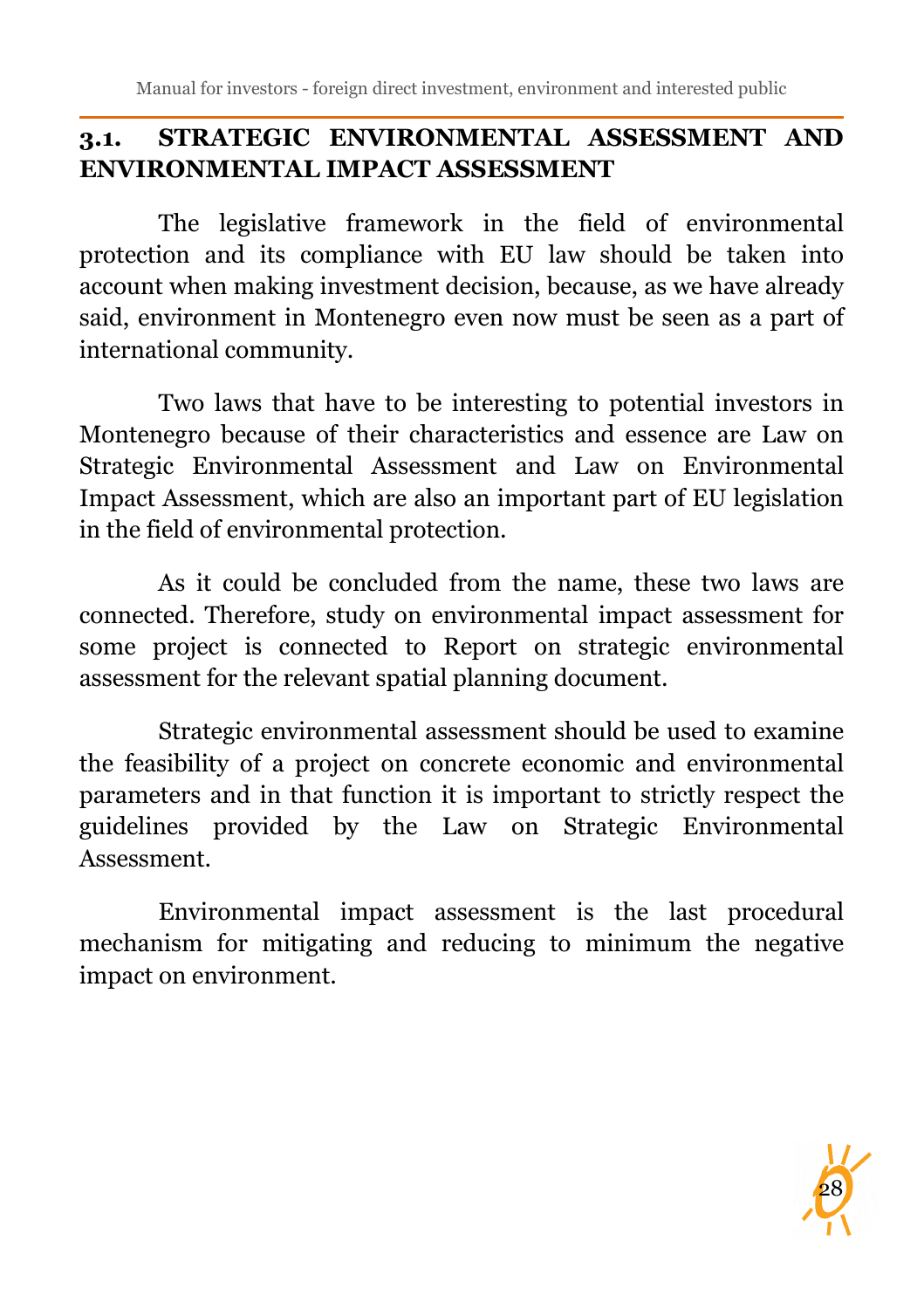## 3.1. STRATEGIC ENVIRONMENTAL ASSESSMENT AND ENVIRONMENTAL IMPACT ASSESSMENT

The legislative framework in the field of environmental protection and its compliance with EU law should be taken into account when making investment decision, because, as we have already said, environment in Montenegro even now must be seen as a part of international community.

Two laws that have to be interesting to potential investors in Montenegro because of their characteristics and essence are Law on Strategic Environmental Assessment and Law on Environmental Impact Assessment, which are also an important part of EU legislation in the field of environmental protection.

As it could be concluded from the name, these two laws are connected. Therefore, study on environmental impact assessment for some project is connected to Report on strategic environmental assessment for the relevant spatial planning document.

Strategic environmental assessment should be used to examine the feasibility of a project on concrete economic and environmental parameters and in that function it is important to strictly respect the guidelines provided by the Law on Strategic Environmental Assessment.

Environmental impact assessment is the last procedural mechanism for mitigating and reducing to minimum the negative impact on environment.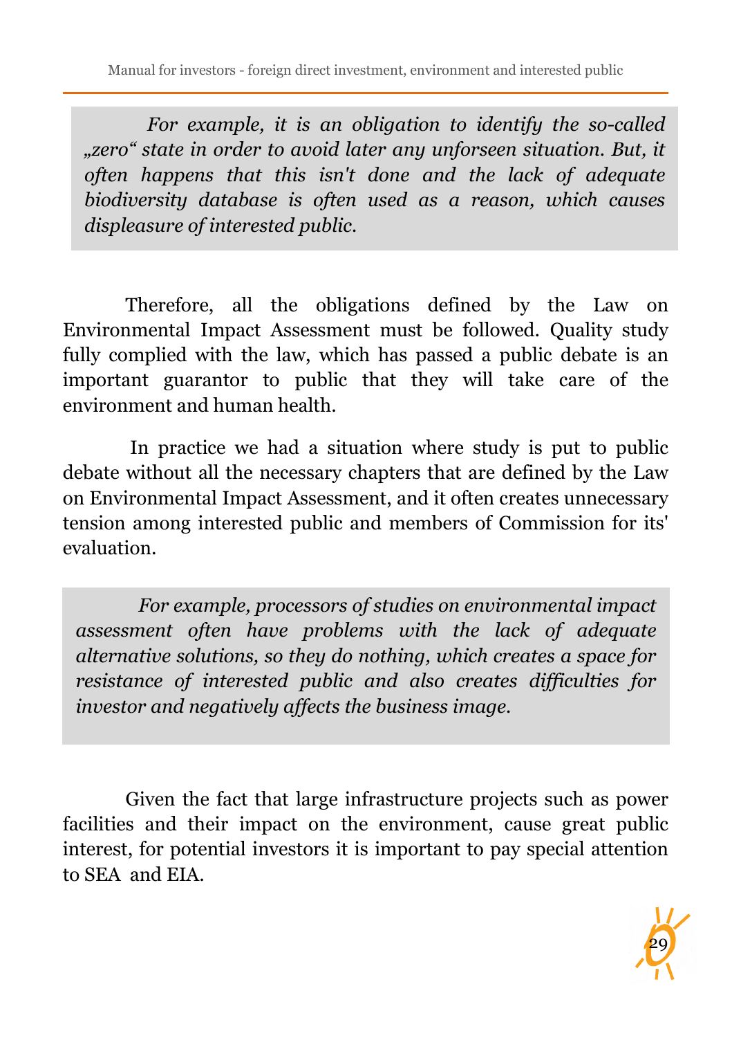*For example, it is an obligation to identify the so-called „zero“ state in order to avoid later any unforseen situation. But, it often happens that this isn't done and the lack of adequate biodiversity database is often used as a reason, which causes displeasure of interested public.*

Therefore, all the obligations defined by the Law on Environmental Impact Assessment must be followed. Quality study fully complied with the law, which has passed a public debate is an important guarantor to public that they will take care of the environment and human health.

In practice we had a situation where study is put to public debate without all the necessary chapters that are defined by the Law on Environmental Impact Assessment, and it often creates unnecessary tension among interested public and members of Commission for its' evaluation.

*For example, processors of studies on environmental impact assessment often have problems with the lack of adequate alternative solutions, so they do nothing, which creates a space for resistance of interested public and also creates difficulties for investor and negatively affects the business image.*

Given the fact that large infrastructure projects such as power facilities and their impact on the environment, cause great public interest, for potential investors it is important to pay special attention to SEA and EIA.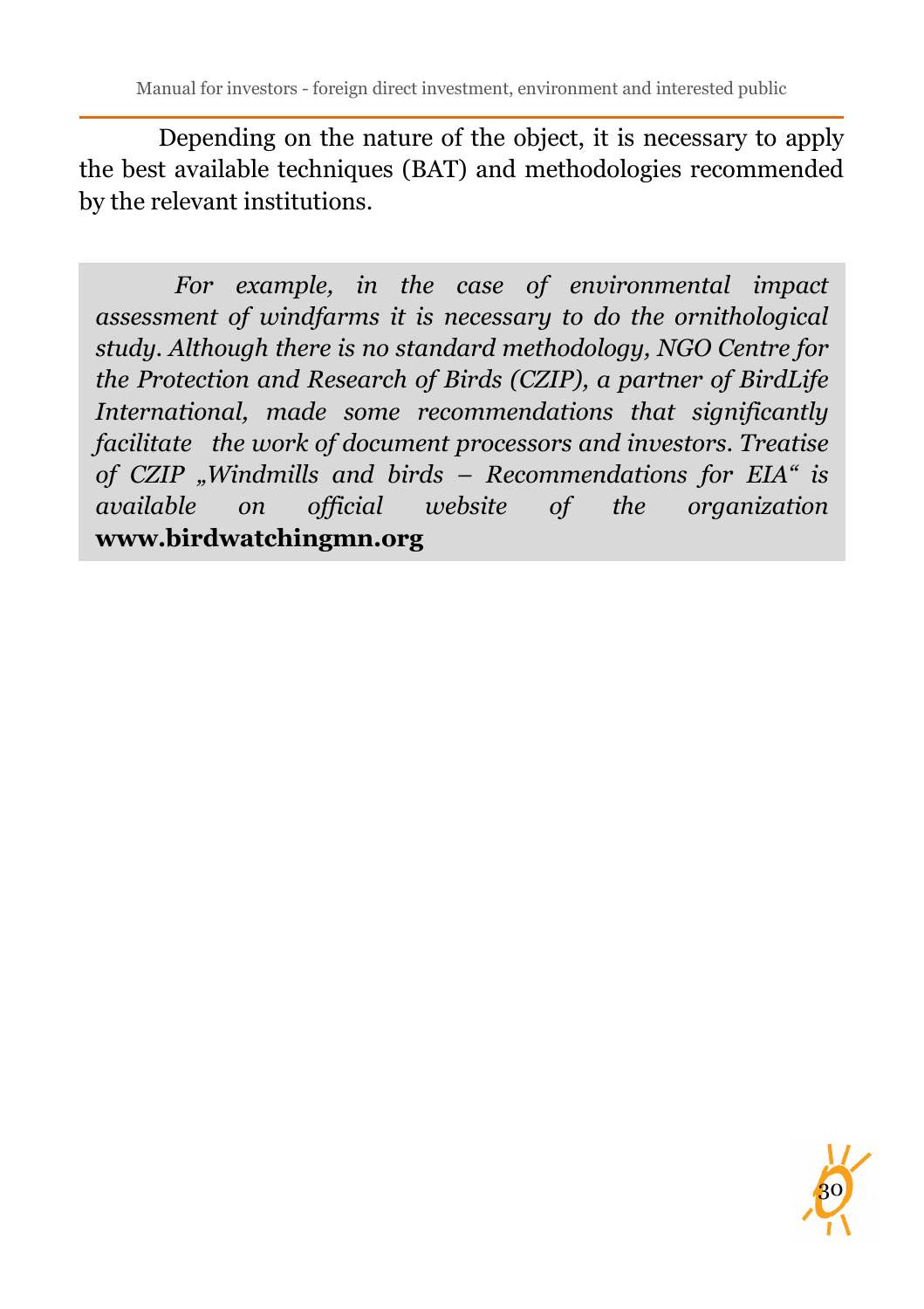Depending on the nature of the object, it is necessary to apply the best available techniques (BAT) and methodologies recommended by the relevant institutions.

*For example, in the case of environmental impact assessment of windfarms it is necessary to do the ornithological study. Although there is no standard methodology, NGO Centre for the Protection and Research of Birds (CZIP), a partner of BirdLife International, made some recommendations that significantly facilitate the work of document processors and investors. Treatise of CZIP „Windmills and birds – Recommendations for EIA" is available on official website of the organization* **www.birdwatchingmn.org**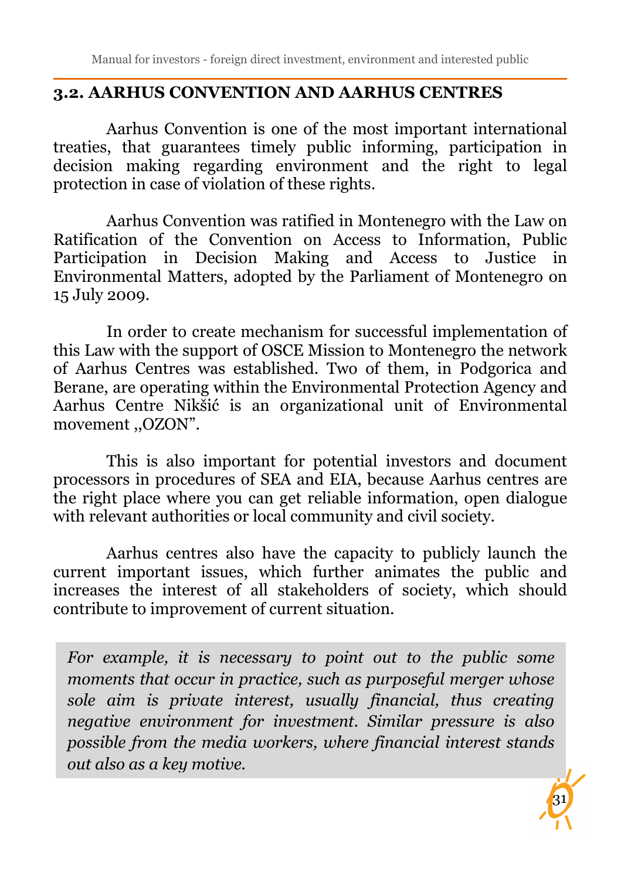## 3.2. AARHUS CONVENTION AND AARHUS CENTRES

Aarhus Convention is one of the most important international treaties, that guarantees timely public informing, participation in decision making regarding environment and the right to legal protection in case of violation of these rights.

Aarhus Convention was ratified in Montenegro with the Law on Ratification of the Convention on Access to Information, Public Participation in Decision Making and Access to Justice in Environmental Matters, adopted by the Parliament of Montenegro on 15 July 2009.

In order to create mechanism for successful implementation of this Law with the support of OSCE Mission to Montenegro the network of Aarhus Centres was established. Two of them, in Podgorica and Berane, are operating within the Environmental Protection Agency and Aarhus Centre Nikšić is an organizational unit of Environmental movement ,,OZON".

This is also important for potential investors and document processors in procedures of SEA and EIA, because Aarhus centres are the right place where you can get reliable information, open dialogue with relevant authorities or local community and civil society.

Aarhus centres also have the capacity to publicly launch the current important issues, which further animates the public and increases the interest of all stakeholders of society, which should contribute to improvement of current situation.

*For example, it is necessary to point out to the public some moments that occur in practice, such as purposeful merger whose sole aim is private interest, usually financial, thus creating negative environment for investment. Similar pressure is also possible from the media workers, where financial interest stands out also as a key motive.*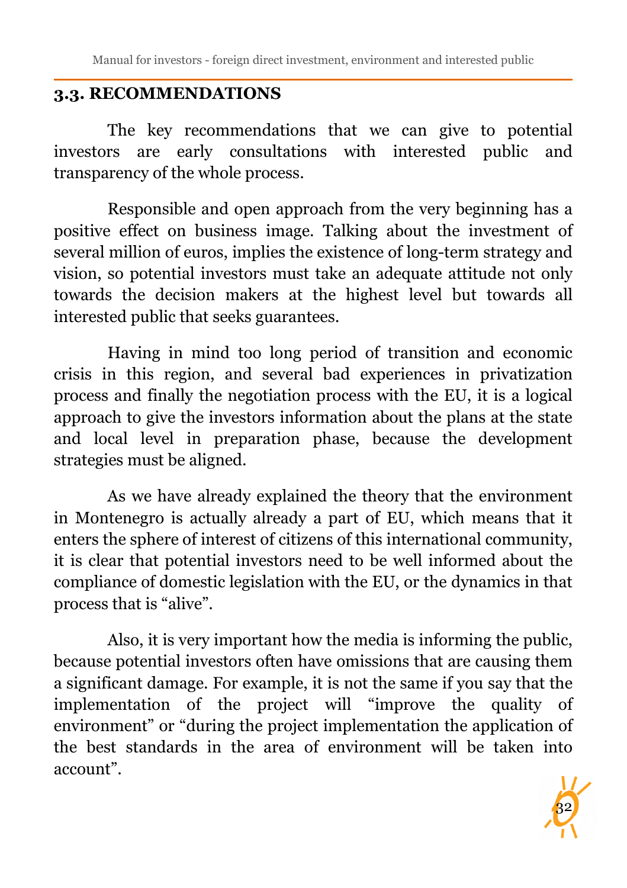## 3.3. RECOMMENDATIONS

The key recommendations that we can give to potential investors are early consultations with interested public and transparency of the whole process.

Responsible and open approach from the very beginning has a positive effect on business image. Talking about the investment of several million of euros, implies the existence of long-term strategy and vision, so potential investors must take an adequate attitude not only towards the decision makers at the highest level but towards all interested public that seeks guarantees.

Having in mind too long period of transition and economic crisis in this region, and several bad experiences in privatization process and finally the negotiation process with the EU, it is a logical approach to give the investors information about the plans at the state and local level in preparation phase, because the development strategies must be aligned.

As we have already explained the theory that the environment in Montenegro is actually already a part of EU, which means that it enters the sphere of interest of citizens of this international community, it is clear that potential investors need to be well informed about the compliance of domestic legislation with the EU, or the dynamics in that process that is "alive".

Also, it is very important how the media is informing the public, because potential investors often have omissions that are causing them a significant damage. For example, it is not the same if you say that the implementation of the project will "improve the quality of environment" or "during the project implementation the application of the best standards in the area of environment will be taken into account".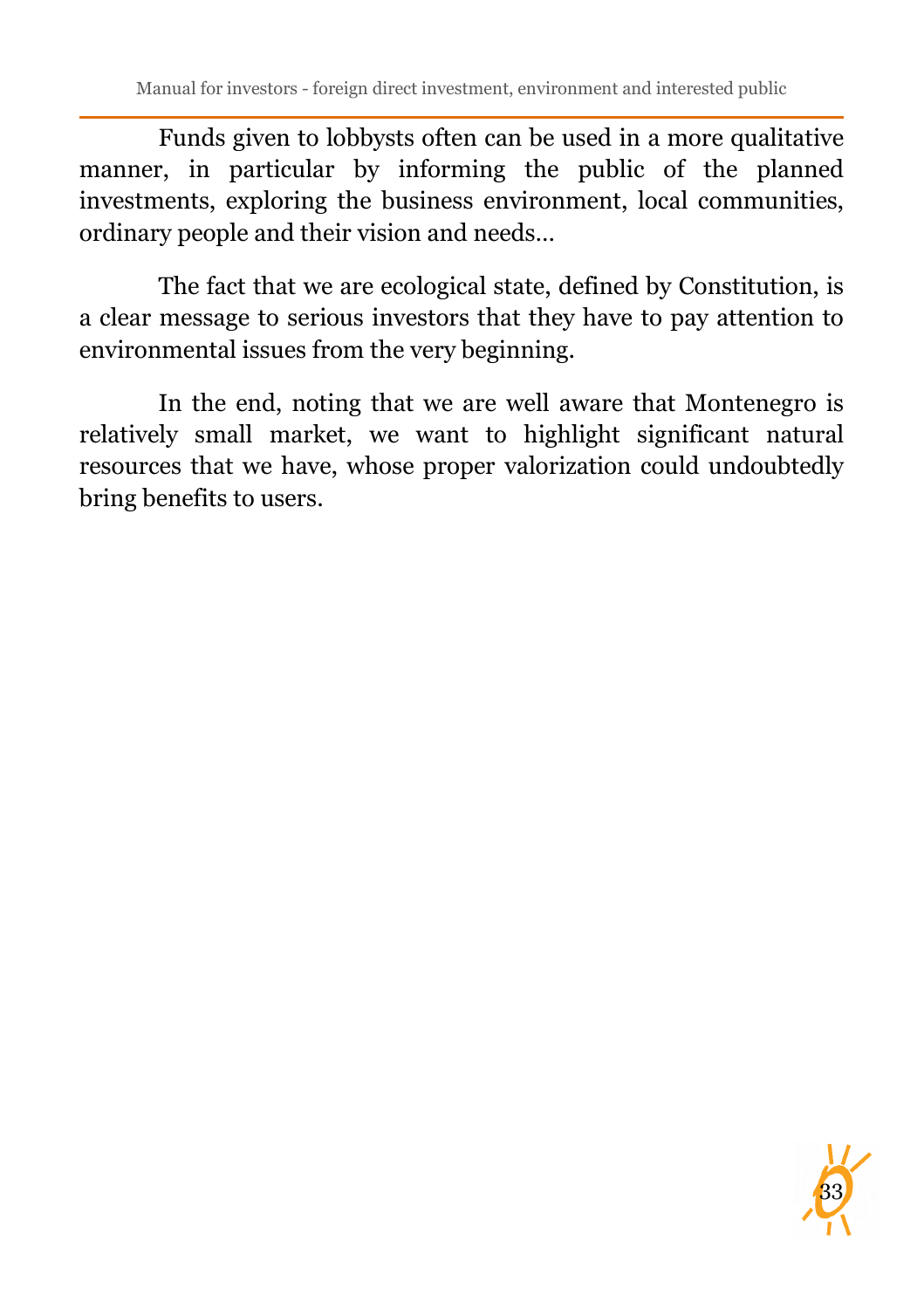Funds given to lobbysts often can be used in a more qualitative manner, in particular by informing the public of the planned investments, exploring the business environment, local communities, ordinary people and their vision and needs...

The fact that we are ecological state, defined by Constitution, is a clear message to serious investors that they have to pay attention to environmental issues from the very beginning.

In the end, noting that we are well aware that Montenegro is relatively small market, we want to highlight significant natural resources that we have, whose proper valorization could undoubtedly bring benefits to users.